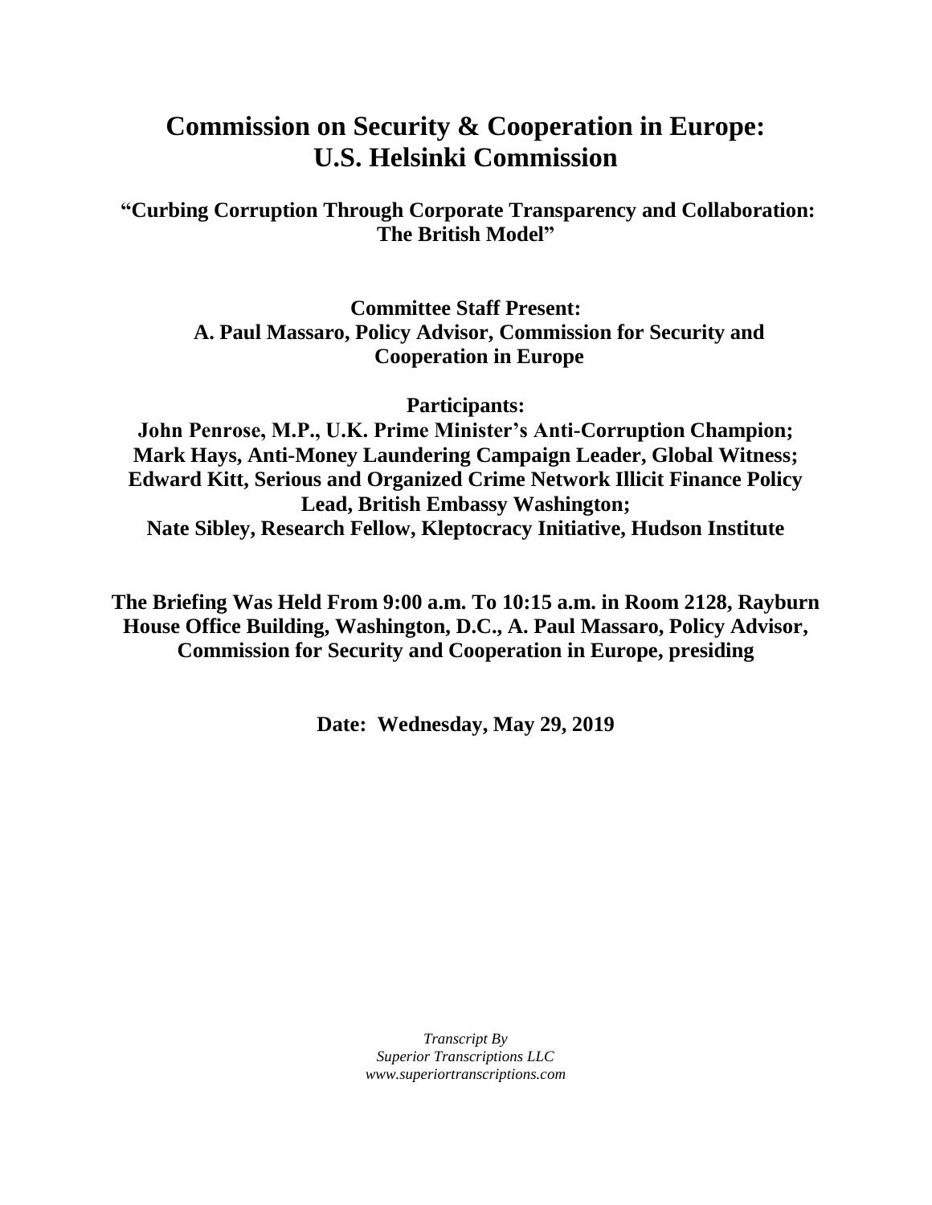# Commission on Security & Cooperation in Europe: U.S. Helsinki Commission

## "Curbing Corruption Through Corporate Transparency and Collaboration: The British Model"

**Committee Staff Present:**
**A. Paul Massaro, Policy Advisor, Commission for Security and Cooperation in Europe**

**Participants:**
**John Penrose, M.P., U.K. Prime Minister's Anti-Corruption Champion;**
**Mark Hays, Anti-Money Laundering Campaign Leader, Global Witness;**
**Edward Kitt, Serious and Organized Crime Network Illicit Finance Policy Lead, British Embassy Washington;**
**Nate Sibley, Research Fellow, Kleptocracy Initiative, Hudson Institute**

**The Briefing Was Held From 9:00 a.m. To 10:15 a.m. in Room 2128, Rayburn House Office Building, Washington, D.C., A. Paul Massaro, Policy Advisor, Commission for Security and Cooperation in Europe, presiding**

**Date: Wednesday, May 29, 2019**

*Transcript By*
*Superior Transcriptions LLC*
*www.superiortranscriptions.com*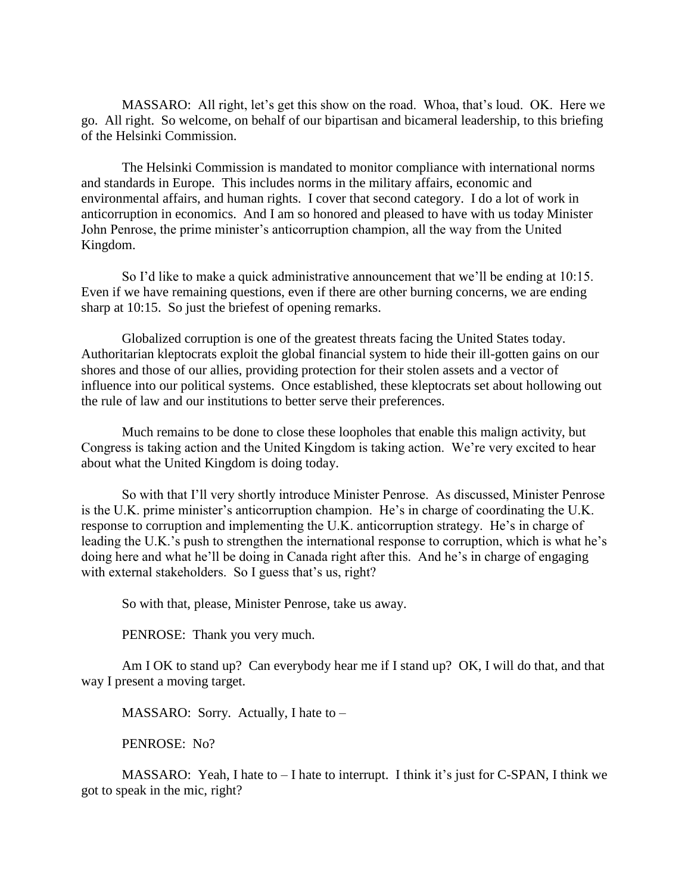MASSARO: All right, let's get this show on the road. Whoa, that's loud. OK. Here we go. All right. So welcome, on behalf of our bipartisan and bicameral leadership, to this briefing of the Helsinki Commission.

The Helsinki Commission is mandated to monitor compliance with international norms and standards in Europe. This includes norms in the military affairs, economic and environmental affairs, and human rights. I cover that second category. I do a lot of work in anticorruption in economics. And I am so honored and pleased to have with us today Minister John Penrose, the prime minister's anticorruption champion, all the way from the United Kingdom.

So I'd like to make a quick administrative announcement that we'll be ending at 10:15. Even if we have remaining questions, even if there are other burning concerns, we are ending sharp at 10:15. So just the briefest of opening remarks.

Globalized corruption is one of the greatest threats facing the United States today. Authoritarian kleptocrats exploit the global financial system to hide their ill-gotten gains on our shores and those of our allies, providing protection for their stolen assets and a vector of influence into our political systems. Once established, these kleptocrats set about hollowing out the rule of law and our institutions to better serve their preferences.

Much remains to be done to close these loopholes that enable this malign activity, but Congress is taking action and the United Kingdom is taking action. We're very excited to hear about what the United Kingdom is doing today.

So with that I'll very shortly introduce Minister Penrose. As discussed, Minister Penrose is the U.K. prime minister's anticorruption champion. He's in charge of coordinating the U.K. response to corruption and implementing the U.K. anticorruption strategy. He's in charge of leading the U.K.'s push to strengthen the international response to corruption, which is what he's doing here and what he'll be doing in Canada right after this. And he's in charge of engaging with external stakeholders. So I guess that's us, right?

So with that, please, Minister Penrose, take us away.

PENROSE: Thank you very much.

Am I OK to stand up? Can everybody hear me if I stand up? OK, I will do that, and that way I present a moving target.

MASSARO: Sorry. Actually, I hate to –

PENROSE: No?

MASSARO: Yeah, I hate to – I hate to interrupt. I think it's just for C-SPAN, I think we got to speak in the mic, right?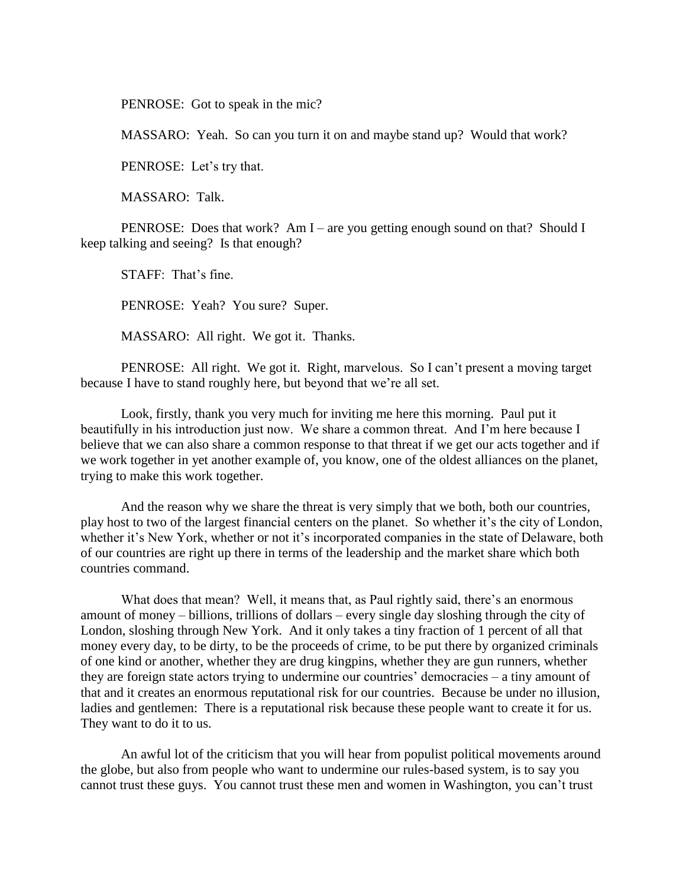PENROSE: Got to speak in the mic?

MASSARO: Yeah. So can you turn it on and maybe stand up? Would that work?

PENROSE: Let's try that.

MASSARO: Talk.

PENROSE: Does that work? Am I – are you getting enough sound on that? Should I keep talking and seeing? Is that enough?

STAFF: That's fine.

PENROSE: Yeah? You sure? Super.

MASSARO: All right. We got it. Thanks.

PENROSE: All right. We got it. Right, marvelous. So I can't present a moving target because I have to stand roughly here, but beyond that we're all set.

Look, firstly, thank you very much for inviting me here this morning. Paul put it beautifully in his introduction just now. We share a common threat. And I'm here because I believe that we can also share a common response to that threat if we get our acts together and if we work together in yet another example of, you know, one of the oldest alliances on the planet, trying to make this work together.

And the reason why we share the threat is very simply that we both, both our countries, play host to two of the largest financial centers on the planet. So whether it's the city of London, whether it's New York, whether or not it's incorporated companies in the state of Delaware, both of our countries are right up there in terms of the leadership and the market share which both countries command.

What does that mean? Well, it means that, as Paul rightly said, there's an enormous amount of money – billions, trillions of dollars – every single day sloshing through the city of London, sloshing through New York. And it only takes a tiny fraction of 1 percent of all that money every day, to be dirty, to be the proceeds of crime, to be put there by organized criminals of one kind or another, whether they are drug kingpins, whether they are gun runners, whether they are foreign state actors trying to undermine our countries' democracies – a tiny amount of that and it creates an enormous reputational risk for our countries. Because be under no illusion, ladies and gentlemen: There is a reputational risk because these people want to create it for us. They want to do it to us.

An awful lot of the criticism that you will hear from populist political movements around the globe, but also from people who want to undermine our rules-based system, is to say you cannot trust these guys. You cannot trust these men and women in Washington, you can't trust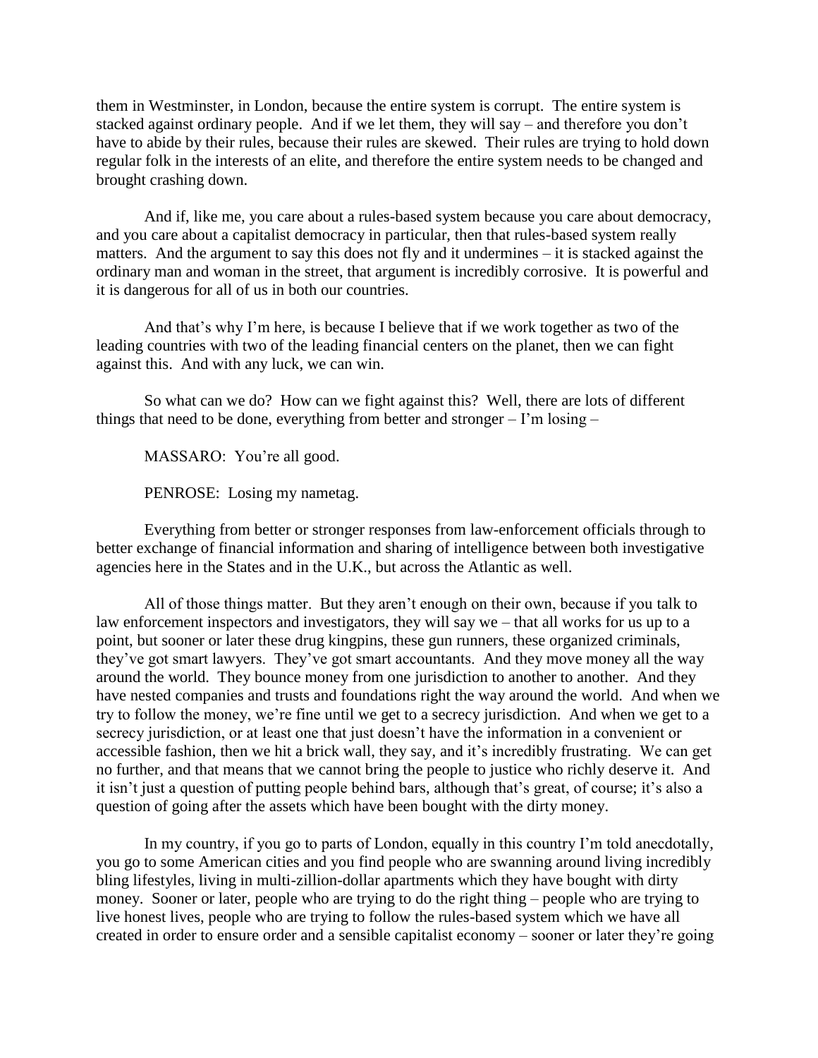them in Westminster, in London, because the entire system is corrupt. The entire system is stacked against ordinary people. And if we let them, they will say – and therefore you don't have to abide by their rules, because their rules are skewed. Their rules are trying to hold down regular folk in the interests of an elite, and therefore the entire system needs to be changed and brought crashing down.

And if, like me, you care about a rules-based system because you care about democracy, and you care about a capitalist democracy in particular, then that rules-based system really matters. And the argument to say this does not fly and it undermines – it is stacked against the ordinary man and woman in the street, that argument is incredibly corrosive. It is powerful and it is dangerous for all of us in both our countries.

And that's why I'm here, is because I believe that if we work together as two of the leading countries with two of the leading financial centers on the planet, then we can fight against this. And with any luck, we can win.

So what can we do? How can we fight against this? Well, there are lots of different things that need to be done, everything from better and stronger – I'm losing –

MASSARO: You're all good.

PENROSE: Losing my nametag.

Everything from better or stronger responses from law-enforcement officials through to better exchange of financial information and sharing of intelligence between both investigative agencies here in the States and in the U.K., but across the Atlantic as well.

All of those things matter. But they aren't enough on their own, because if you talk to law enforcement inspectors and investigators, they will say we – that all works for us up to a point, but sooner or later these drug kingpins, these gun runners, these organized criminals, they've got smart lawyers. They've got smart accountants. And they move money all the way around the world. They bounce money from one jurisdiction to another to another. And they have nested companies and trusts and foundations right the way around the world. And when we try to follow the money, we're fine until we get to a secrecy jurisdiction. And when we get to a secrecy jurisdiction, or at least one that just doesn't have the information in a convenient or accessible fashion, then we hit a brick wall, they say, and it's incredibly frustrating. We can get no further, and that means that we cannot bring the people to justice who richly deserve it. And it isn't just a question of putting people behind bars, although that's great, of course; it's also a question of going after the assets which have been bought with the dirty money.

In my country, if you go to parts of London, equally in this country I'm told anecdotally, you go to some American cities and you find people who are swanning around living incredibly bling lifestyles, living in multi-zillion-dollar apartments which they have bought with dirty money. Sooner or later, people who are trying to do the right thing – people who are trying to live honest lives, people who are trying to follow the rules-based system which we have all created in order to ensure order and a sensible capitalist economy – sooner or later they're going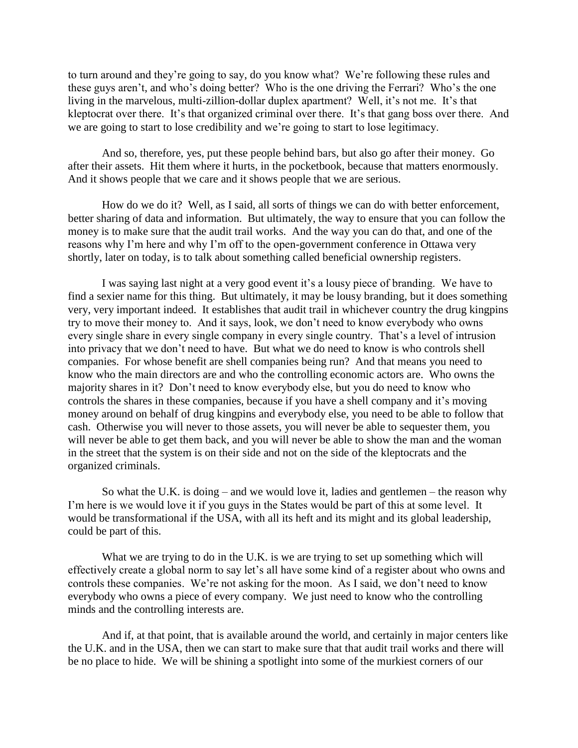to turn around and they're going to say, do you know what? We're following these rules and these guys aren't, and who's doing better? Who is the one driving the Ferrari? Who's the one living in the marvelous, multi-zillion-dollar duplex apartment? Well, it's not me. It's that kleptocrat over there. It's that organized criminal over there. It's that gang boss over there. And we are going to start to lose credibility and we're going to start to lose legitimacy.

And so, therefore, yes, put these people behind bars, but also go after their money. Go after their assets. Hit them where it hurts, in the pocketbook, because that matters enormously. And it shows people that we care and it shows people that we are serious.

How do we do it? Well, as I said, all sorts of things we can do with better enforcement, better sharing of data and information. But ultimately, the way to ensure that you can follow the money is to make sure that the audit trail works. And the way you can do that, and one of the reasons why I'm here and why I'm off to the open-government conference in Ottawa very shortly, later on today, is to talk about something called beneficial ownership registers.

I was saying last night at a very good event it's a lousy piece of branding. We have to find a sexier name for this thing. But ultimately, it may be lousy branding, but it does something very, very important indeed. It establishes that audit trail in whichever country the drug kingpins try to move their money to. And it says, look, we don't need to know everybody who owns every single share in every single company in every single country. That's a level of intrusion into privacy that we don't need to have. But what we do need to know is who controls shell companies. For whose benefit are shell companies being run? And that means you need to know who the main directors are and who the controlling economic actors are. Who owns the majority shares in it? Don't need to know everybody else, but you do need to know who controls the shares in these companies, because if you have a shell company and it's moving money around on behalf of drug kingpins and everybody else, you need to be able to follow that cash. Otherwise you will never to those assets, you will never be able to sequester them, you will never be able to get them back, and you will never be able to show the man and the woman in the street that the system is on their side and not on the side of the kleptocrats and the organized criminals.

So what the U.K. is doing – and we would love it, ladies and gentlemen – the reason why I'm here is we would love it if you guys in the States would be part of this at some level. It would be transformational if the USA, with all its heft and its might and its global leadership, could be part of this.

What we are trying to do in the U.K. is we are trying to set up something which will effectively create a global norm to say let's all have some kind of a register about who owns and controls these companies. We're not asking for the moon. As I said, we don't need to know everybody who owns a piece of every company. We just need to know who the controlling minds and the controlling interests are.

And if, at that point, that is available around the world, and certainly in major centers like the U.K. and in the USA, then we can start to make sure that that audit trail works and there will be no place to hide. We will be shining a spotlight into some of the murkiest corners of our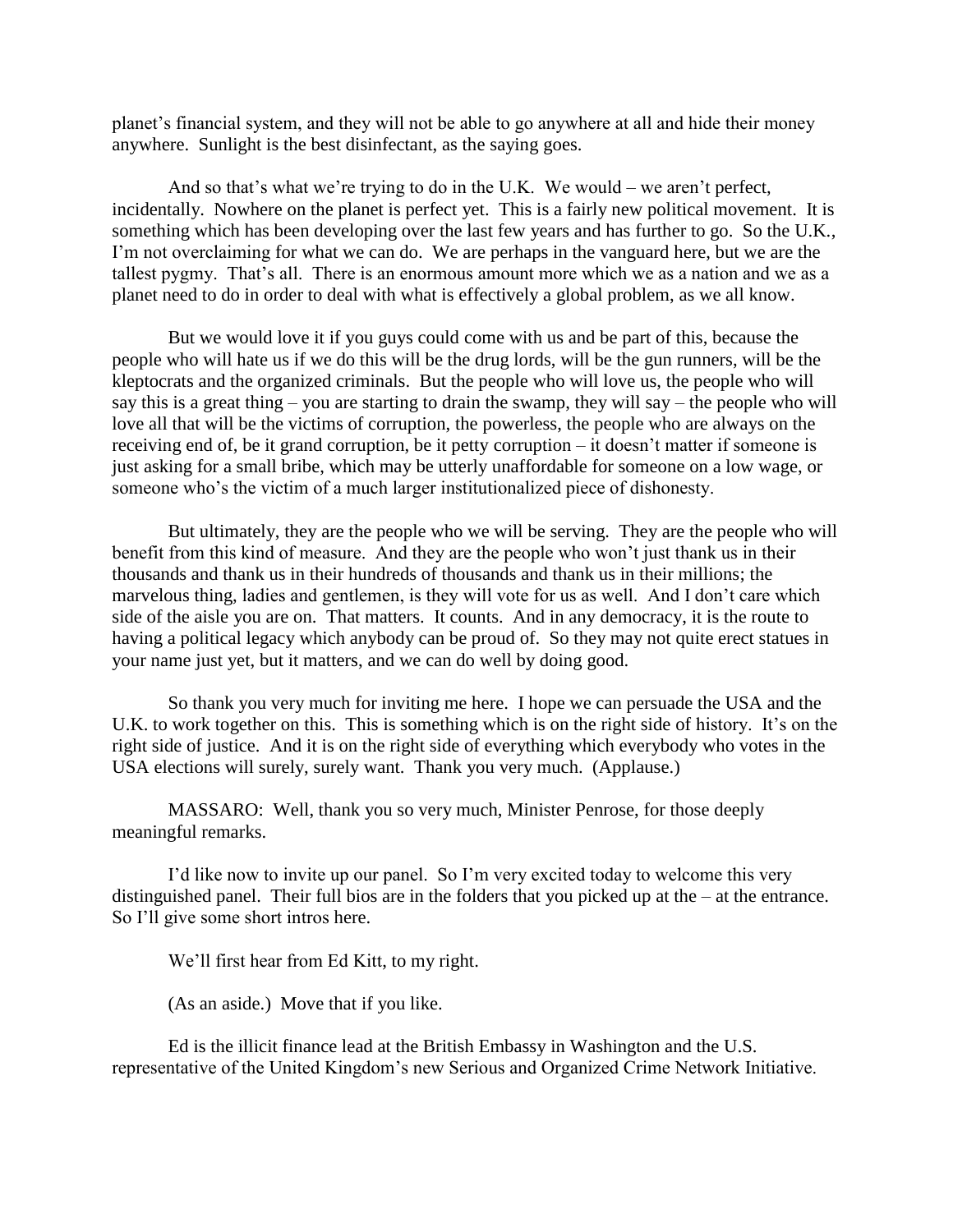planet's financial system, and they will not be able to go anywhere at all and hide their money anywhere. Sunlight is the best disinfectant, as the saying goes.

And so that's what we're trying to do in the U.K. We would – we aren't perfect, incidentally. Nowhere on the planet is perfect yet. This is a fairly new political movement. It is something which has been developing over the last few years and has further to go. So the U.K., I'm not overclaiming for what we can do. We are perhaps in the vanguard here, but we are the tallest pygmy. That's all. There is an enormous amount more which we as a nation and we as a planet need to do in order to deal with what is effectively a global problem, as we all know.

But we would love it if you guys could come with us and be part of this, because the people who will hate us if we do this will be the drug lords, will be the gun runners, will be the kleptocrats and the organized criminals. But the people who will love us, the people who will say this is a great thing – you are starting to drain the swamp, they will say – the people who will love all that will be the victims of corruption, the powerless, the people who are always on the receiving end of, be it grand corruption, be it petty corruption – it doesn't matter if someone is just asking for a small bribe, which may be utterly unaffordable for someone on a low wage, or someone who's the victim of a much larger institutionalized piece of dishonesty.

But ultimately, they are the people who we will be serving. They are the people who will benefit from this kind of measure. And they are the people who won't just thank us in their thousands and thank us in their hundreds of thousands and thank us in their millions; the marvelous thing, ladies and gentlemen, is they will vote for us as well. And I don't care which side of the aisle you are on. That matters. It counts. And in any democracy, it is the route to having a political legacy which anybody can be proud of. So they may not quite erect statues in your name just yet, but it matters, and we can do well by doing good.

So thank you very much for inviting me here. I hope we can persuade the USA and the U.K. to work together on this. This is something which is on the right side of history. It's on the right side of justice. And it is on the right side of everything which everybody who votes in the USA elections will surely, surely want. Thank you very much. (Applause.)

MASSARO: Well, thank you so very much, Minister Penrose, for those deeply meaningful remarks.

I'd like now to invite up our panel. So I'm very excited today to welcome this very distinguished panel. Their full bios are in the folders that you picked up at the – at the entrance. So I'll give some short intros here.

We'll first hear from Ed Kitt, to my right.

(As an aside.) Move that if you like.

Ed is the illicit finance lead at the British Embassy in Washington and the U.S. representative of the United Kingdom's new Serious and Organized Crime Network Initiative.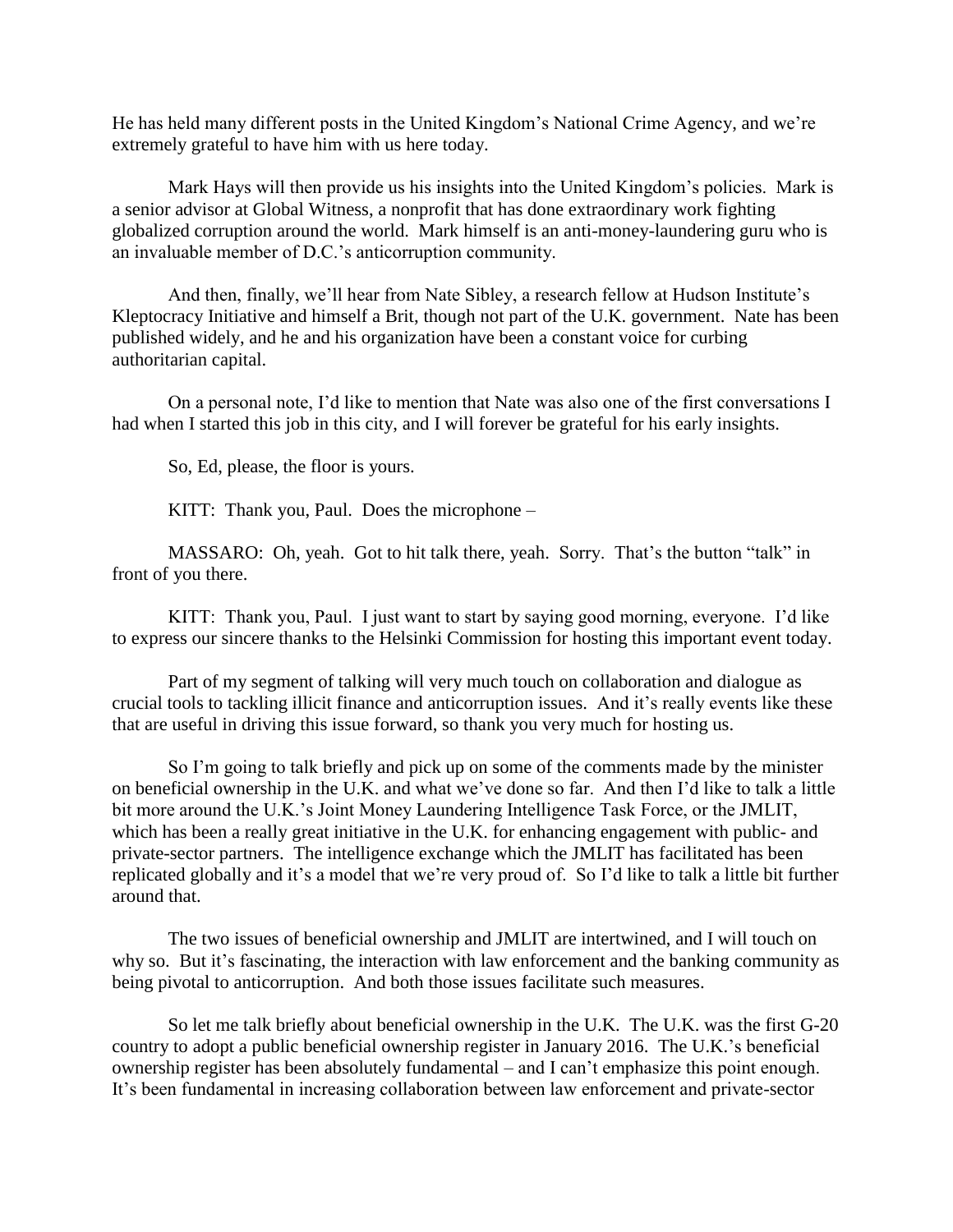He has held many different posts in the United Kingdom's National Crime Agency, and we're extremely grateful to have him with us here today.

Mark Hays will then provide us his insights into the United Kingdom's policies. Mark is a senior advisor at Global Witness, a nonprofit that has done extraordinary work fighting globalized corruption around the world. Mark himself is an anti-money-laundering guru who is an invaluable member of D.C.'s anticorruption community.

And then, finally, we'll hear from Nate Sibley, a research fellow at Hudson Institute's Kleptocracy Initiative and himself a Brit, though not part of the U.K. government. Nate has been published widely, and he and his organization have been a constant voice for curbing authoritarian capital.

On a personal note, I'd like to mention that Nate was also one of the first conversations I had when I started this job in this city, and I will forever be grateful for his early insights.

So, Ed, please, the floor is yours.

KITT: Thank you, Paul. Does the microphone –

MASSARO: Oh, yeah. Got to hit talk there, yeah. Sorry. That's the button "talk" in front of you there.

KITT: Thank you, Paul. I just want to start by saying good morning, everyone. I'd like to express our sincere thanks to the Helsinki Commission for hosting this important event today.

Part of my segment of talking will very much touch on collaboration and dialogue as crucial tools to tackling illicit finance and anticorruption issues. And it's really events like these that are useful in driving this issue forward, so thank you very much for hosting us.

So I'm going to talk briefly and pick up on some of the comments made by the minister on beneficial ownership in the U.K. and what we've done so far. And then I'd like to talk a little bit more around the U.K.'s Joint Money Laundering Intelligence Task Force, or the JMLIT, which has been a really great initiative in the U.K. for enhancing engagement with public- and private-sector partners. The intelligence exchange which the JMLIT has facilitated has been replicated globally and it's a model that we're very proud of. So I'd like to talk a little bit further around that.

The two issues of beneficial ownership and JMLIT are intertwined, and I will touch on why so. But it's fascinating, the interaction with law enforcement and the banking community as being pivotal to anticorruption. And both those issues facilitate such measures.

So let me talk briefly about beneficial ownership in the U.K. The U.K. was the first G-20 country to adopt a public beneficial ownership register in January 2016. The U.K.'s beneficial ownership register has been absolutely fundamental – and I can't emphasize this point enough. It's been fundamental in increasing collaboration between law enforcement and private-sector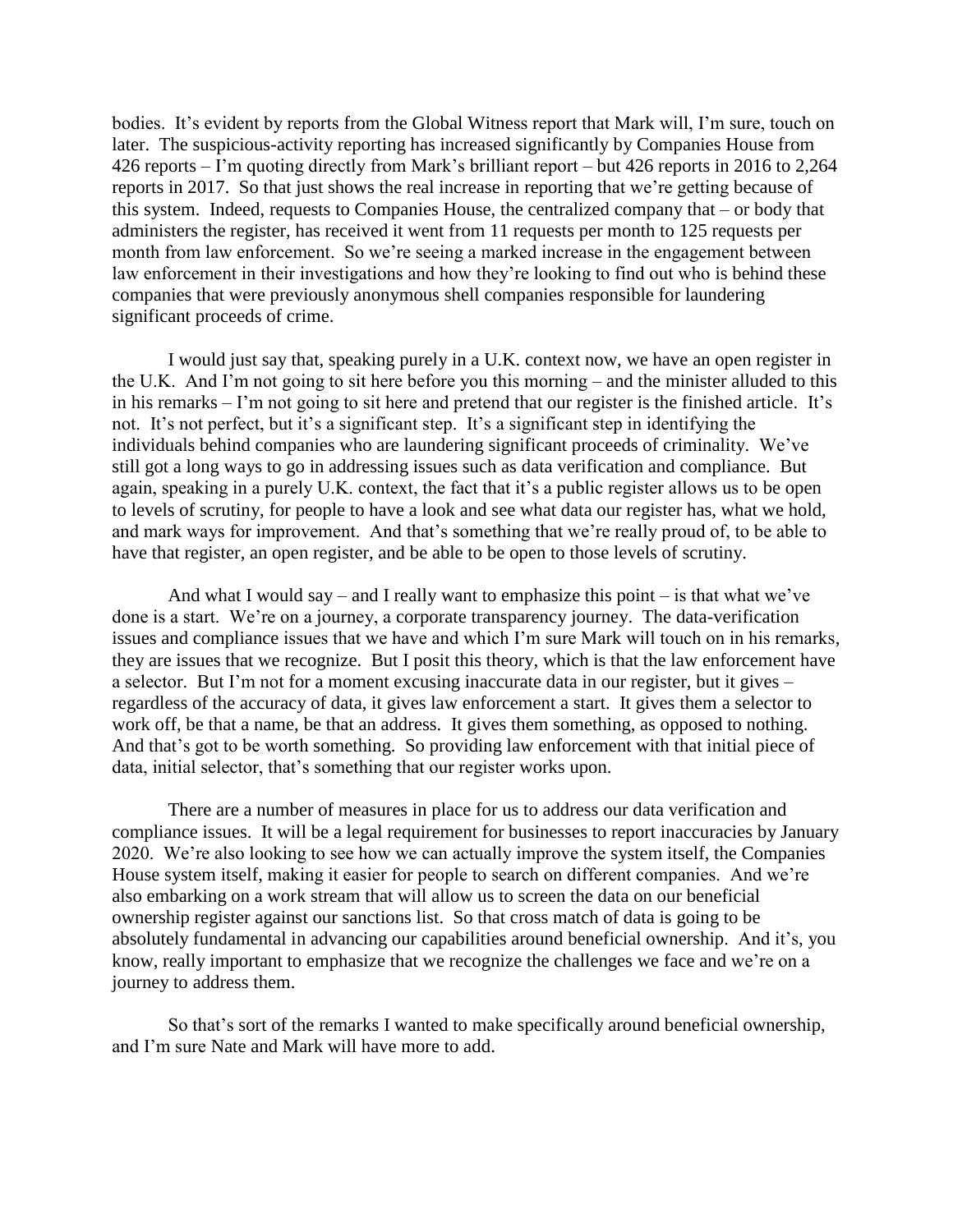bodies. It's evident by reports from the Global Witness report that Mark will, I'm sure, touch on later. The suspicious-activity reporting has increased significantly by Companies House from 426 reports – I'm quoting directly from Mark's brilliant report – but 426 reports in 2016 to 2,264 reports in 2017. So that just shows the real increase in reporting that we're getting because of this system. Indeed, requests to Companies House, the centralized company that – or body that administers the register, has received it went from 11 requests per month to 125 requests per month from law enforcement. So we're seeing a marked increase in the engagement between law enforcement in their investigations and how they're looking to find out who is behind these companies that were previously anonymous shell companies responsible for laundering significant proceeds of crime.

I would just say that, speaking purely in a U.K. context now, we have an open register in the U.K. And I'm not going to sit here before you this morning – and the minister alluded to this in his remarks – I'm not going to sit here and pretend that our register is the finished article. It's not. It's not perfect, but it's a significant step. It's a significant step in identifying the individuals behind companies who are laundering significant proceeds of criminality. We've still got a long ways to go in addressing issues such as data verification and compliance. But again, speaking in a purely U.K. context, the fact that it's a public register allows us to be open to levels of scrutiny, for people to have a look and see what data our register has, what we hold, and mark ways for improvement. And that's something that we're really proud of, to be able to have that register, an open register, and be able to be open to those levels of scrutiny.

And what I would say – and I really want to emphasize this point – is that what we've done is a start. We're on a journey, a corporate transparency journey. The data-verification issues and compliance issues that we have and which I'm sure Mark will touch on in his remarks, they are issues that we recognize. But I posit this theory, which is that the law enforcement have a selector. But I'm not for a moment excusing inaccurate data in our register, but it gives – regardless of the accuracy of data, it gives law enforcement a start. It gives them a selector to work off, be that a name, be that an address. It gives them something, as opposed to nothing. And that's got to be worth something. So providing law enforcement with that initial piece of data, initial selector, that's something that our register works upon.

There are a number of measures in place for us to address our data verification and compliance issues. It will be a legal requirement for businesses to report inaccuracies by January 2020. We're also looking to see how we can actually improve the system itself, the Companies House system itself, making it easier for people to search on different companies. And we're also embarking on a work stream that will allow us to screen the data on our beneficial ownership register against our sanctions list. So that cross match of data is going to be absolutely fundamental in advancing our capabilities around beneficial ownership. And it's, you know, really important to emphasize that we recognize the challenges we face and we're on a journey to address them.

So that's sort of the remarks I wanted to make specifically around beneficial ownership, and I'm sure Nate and Mark will have more to add.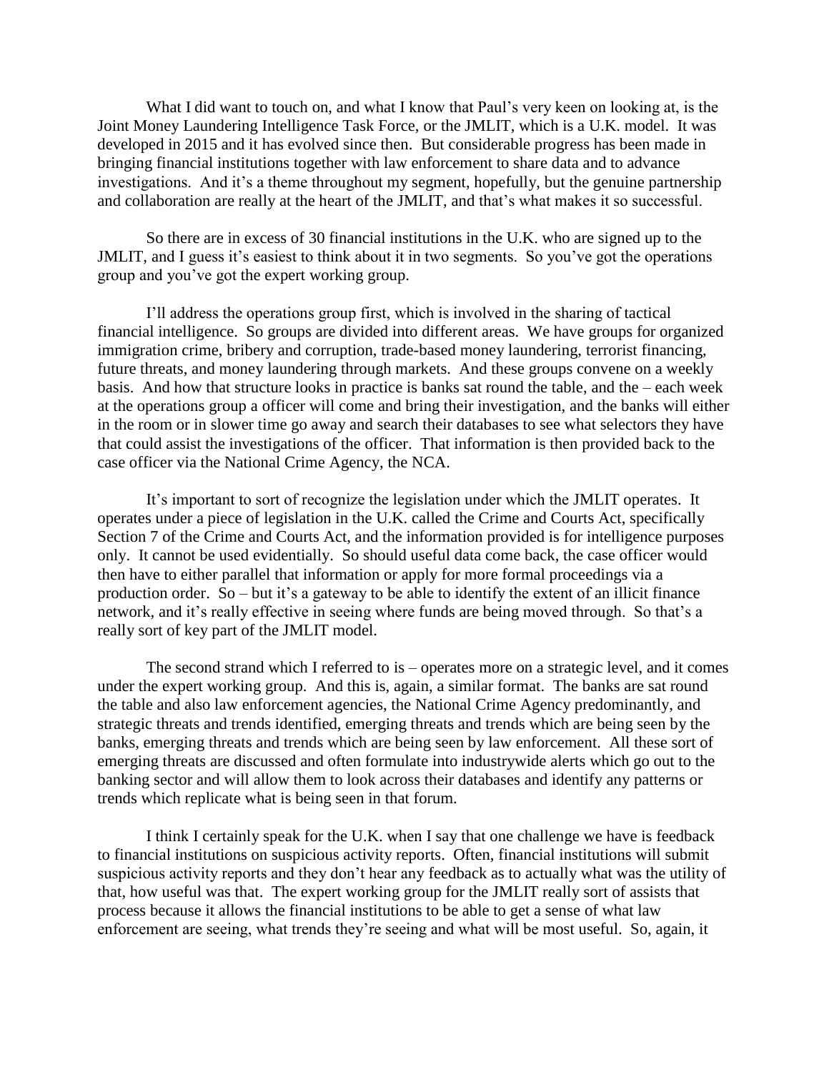What I did want to touch on, and what I know that Paul's very keen on looking at, is the Joint Money Laundering Intelligence Task Force, or the JMLIT, which is a U.K. model. It was developed in 2015 and it has evolved since then. But considerable progress has been made in bringing financial institutions together with law enforcement to share data and to advance investigations. And it's a theme throughout my segment, hopefully, but the genuine partnership and collaboration are really at the heart of the JMLIT, and that's what makes it so successful.

So there are in excess of 30 financial institutions in the U.K. who are signed up to the JMLIT, and I guess it's easiest to think about it in two segments. So you've got the operations group and you've got the expert working group.

I'll address the operations group first, which is involved in the sharing of tactical financial intelligence. So groups are divided into different areas. We have groups for organized immigration crime, bribery and corruption, trade-based money laundering, terrorist financing, future threats, and money laundering through markets. And these groups convene on a weekly basis. And how that structure looks in practice is banks sat round the table, and the – each week at the operations group a officer will come and bring their investigation, and the banks will either in the room or in slower time go away and search their databases to see what selectors they have that could assist the investigations of the officer. That information is then provided back to the case officer via the National Crime Agency, the NCA.

It's important to sort of recognize the legislation under which the JMLIT operates. It operates under a piece of legislation in the U.K. called the Crime and Courts Act, specifically Section 7 of the Crime and Courts Act, and the information provided is for intelligence purposes only. It cannot be used evidentially. So should useful data come back, the case officer would then have to either parallel that information or apply for more formal proceedings via a production order. So – but it's a gateway to be able to identify the extent of an illicit finance network, and it's really effective in seeing where funds are being moved through. So that's a really sort of key part of the JMLIT model.

The second strand which I referred to is – operates more on a strategic level, and it comes under the expert working group. And this is, again, a similar format. The banks are sat round the table and also law enforcement agencies, the National Crime Agency predominantly, and strategic threats and trends identified, emerging threats and trends which are being seen by the banks, emerging threats and trends which are being seen by law enforcement. All these sort of emerging threats are discussed and often formulate into industrywide alerts which go out to the banking sector and will allow them to look across their databases and identify any patterns or trends which replicate what is being seen in that forum.

I think I certainly speak for the U.K. when I say that one challenge we have is feedback to financial institutions on suspicious activity reports. Often, financial institutions will submit suspicious activity reports and they don't hear any feedback as to actually what was the utility of that, how useful was that. The expert working group for the JMLIT really sort of assists that process because it allows the financial institutions to be able to get a sense of what law enforcement are seeing, what trends they're seeing and what will be most useful. So, again, it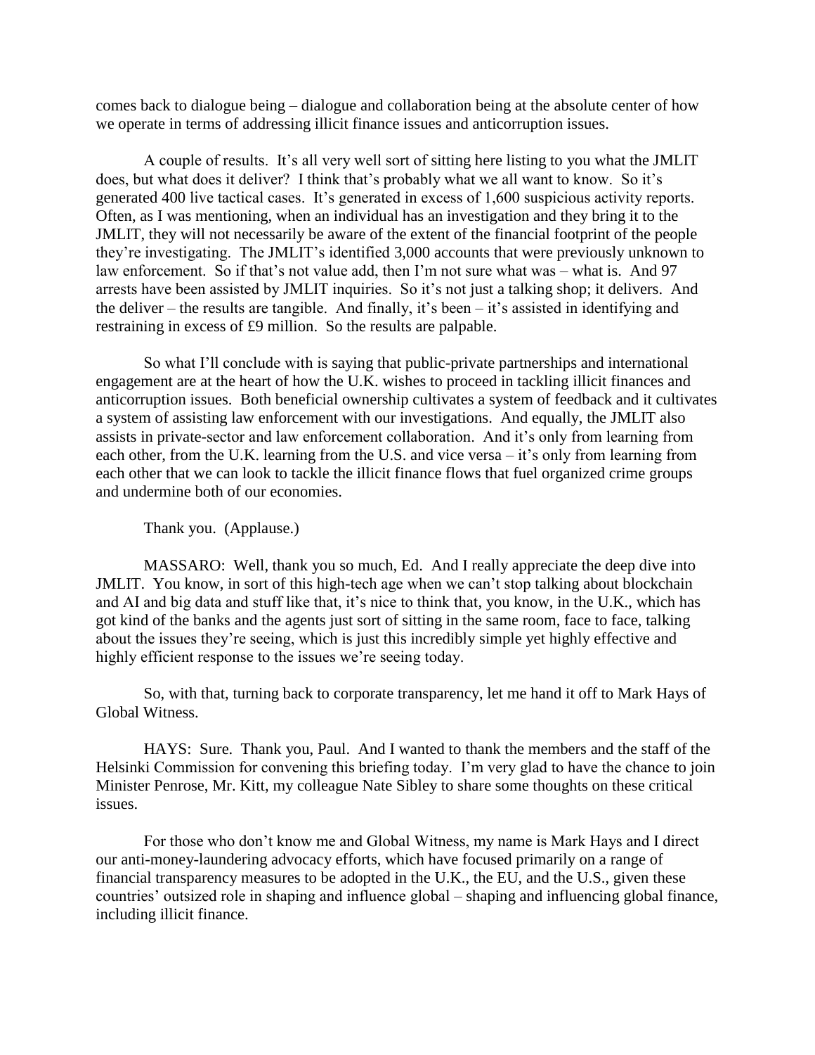comes back to dialogue being – dialogue and collaboration being at the absolute center of how we operate in terms of addressing illicit finance issues and anticorruption issues.

A couple of results. It's all very well sort of sitting here listing to you what the JMLIT does, but what does it deliver? I think that's probably what we all want to know. So it's generated 400 live tactical cases. It's generated in excess of 1,600 suspicious activity reports. Often, as I was mentioning, when an individual has an investigation and they bring it to the JMLIT, they will not necessarily be aware of the extent of the financial footprint of the people they're investigating. The JMLIT's identified 3,000 accounts that were previously unknown to law enforcement. So if that's not value add, then I'm not sure what was – what is. And 97 arrests have been assisted by JMLIT inquiries. So it's not just a talking shop; it delivers. And the deliver – the results are tangible. And finally, it's been – it's assisted in identifying and restraining in excess of £9 million. So the results are palpable.

So what I'll conclude with is saying that public-private partnerships and international engagement are at the heart of how the U.K. wishes to proceed in tackling illicit finances and anticorruption issues. Both beneficial ownership cultivates a system of feedback and it cultivates a system of assisting law enforcement with our investigations. And equally, the JMLIT also assists in private-sector and law enforcement collaboration. And it's only from learning from each other, from the U.K. learning from the U.S. and vice versa – it's only from learning from each other that we can look to tackle the illicit finance flows that fuel organized crime groups and undermine both of our economies.

Thank you. (Applause.)

MASSARO: Well, thank you so much, Ed. And I really appreciate the deep dive into JMLIT. You know, in sort of this high-tech age when we can't stop talking about blockchain and AI and big data and stuff like that, it's nice to think that, you know, in the U.K., which has got kind of the banks and the agents just sort of sitting in the same room, face to face, talking about the issues they're seeing, which is just this incredibly simple yet highly effective and highly efficient response to the issues we're seeing today.

So, with that, turning back to corporate transparency, let me hand it off to Mark Hays of Global Witness.

HAYS: Sure. Thank you, Paul. And I wanted to thank the members and the staff of the Helsinki Commission for convening this briefing today. I'm very glad to have the chance to join Minister Penrose, Mr. Kitt, my colleague Nate Sibley to share some thoughts on these critical issues.

For those who don't know me and Global Witness, my name is Mark Hays and I direct our anti-money-laundering advocacy efforts, which have focused primarily on a range of financial transparency measures to be adopted in the U.K., the EU, and the U.S., given these countries' outsized role in shaping and influence global – shaping and influencing global finance, including illicit finance.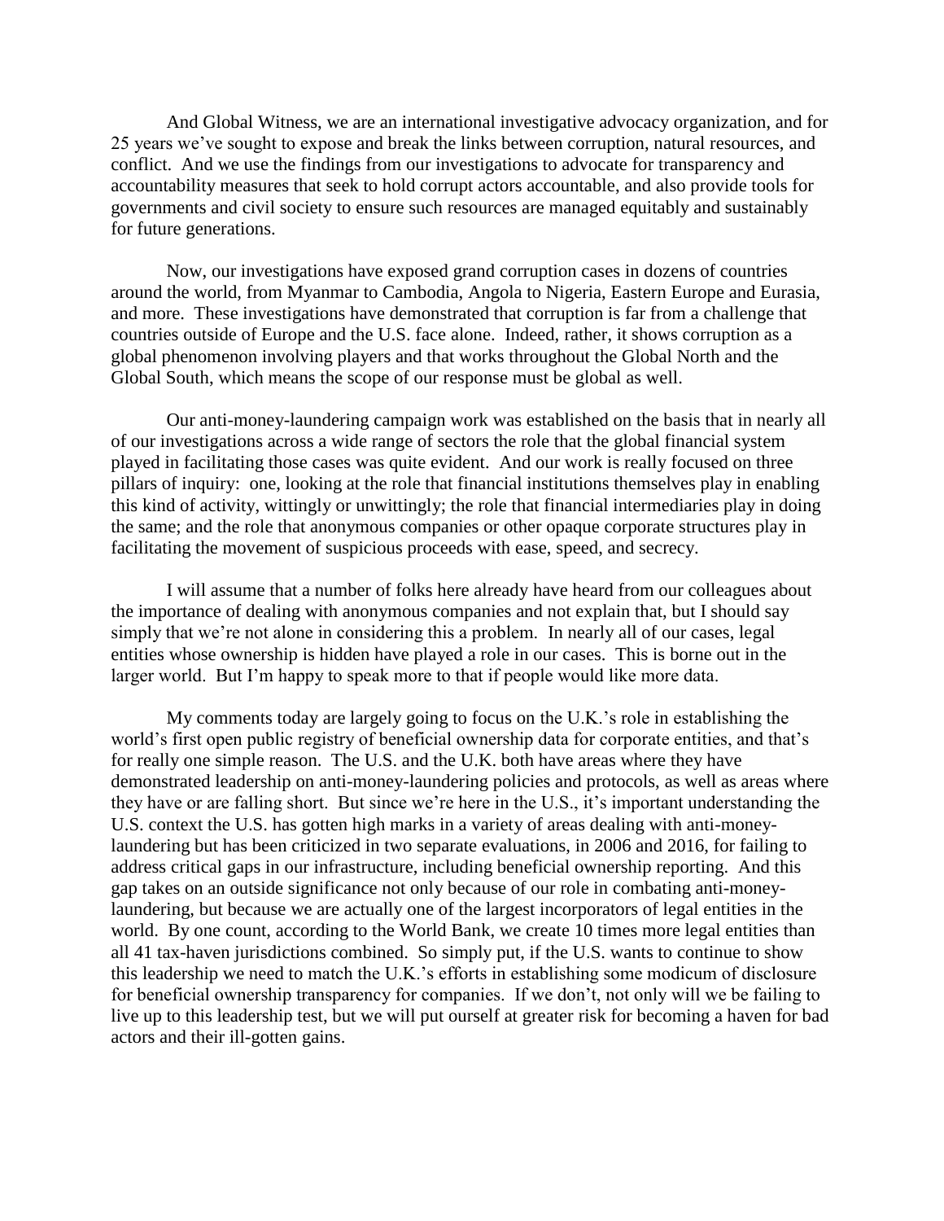And Global Witness, we are an international investigative advocacy organization, and for 25 years we've sought to expose and break the links between corruption, natural resources, and conflict. And we use the findings from our investigations to advocate for transparency and accountability measures that seek to hold corrupt actors accountable, and also provide tools for governments and civil society to ensure such resources are managed equitably and sustainably for future generations.

Now, our investigations have exposed grand corruption cases in dozens of countries around the world, from Myanmar to Cambodia, Angola to Nigeria, Eastern Europe and Eurasia, and more. These investigations have demonstrated that corruption is far from a challenge that countries outside of Europe and the U.S. face alone. Indeed, rather, it shows corruption as a global phenomenon involving players and that works throughout the Global North and the Global South, which means the scope of our response must be global as well.

Our anti-money-laundering campaign work was established on the basis that in nearly all of our investigations across a wide range of sectors the role that the global financial system played in facilitating those cases was quite evident. And our work is really focused on three pillars of inquiry: one, looking at the role that financial institutions themselves play in enabling this kind of activity, wittingly or unwittingly; the role that financial intermediaries play in doing the same; and the role that anonymous companies or other opaque corporate structures play in facilitating the movement of suspicious proceeds with ease, speed, and secrecy.

I will assume that a number of folks here already have heard from our colleagues about the importance of dealing with anonymous companies and not explain that, but I should say simply that we're not alone in considering this a problem. In nearly all of our cases, legal entities whose ownership is hidden have played a role in our cases. This is borne out in the larger world. But I'm happy to speak more to that if people would like more data.

My comments today are largely going to focus on the U.K.'s role in establishing the world's first open public registry of beneficial ownership data for corporate entities, and that's for really one simple reason. The U.S. and the U.K. both have areas where they have demonstrated leadership on anti-money-laundering policies and protocols, as well as areas where they have or are falling short. But since we're here in the U.S., it's important understanding the U.S. context the U.S. has gotten high marks in a variety of areas dealing with anti-money-laundering but has been criticized in two separate evaluations, in 2006 and 2016, for failing to address critical gaps in our infrastructure, including beneficial ownership reporting. And this gap takes on an outside significance not only because of our role in combating anti-money-laundering, but because we are actually one of the largest incorporators of legal entities in the world. By one count, according to the World Bank, we create 10 times more legal entities than all 41 tax-haven jurisdictions combined. So simply put, if the U.S. wants to continue to show this leadership we need to match the U.K.'s efforts in establishing some modicum of disclosure for beneficial ownership transparency for companies. If we don't, not only will we be failing to live up to this leadership test, but we will put ourself at greater risk for becoming a haven for bad actors and their ill-gotten gains.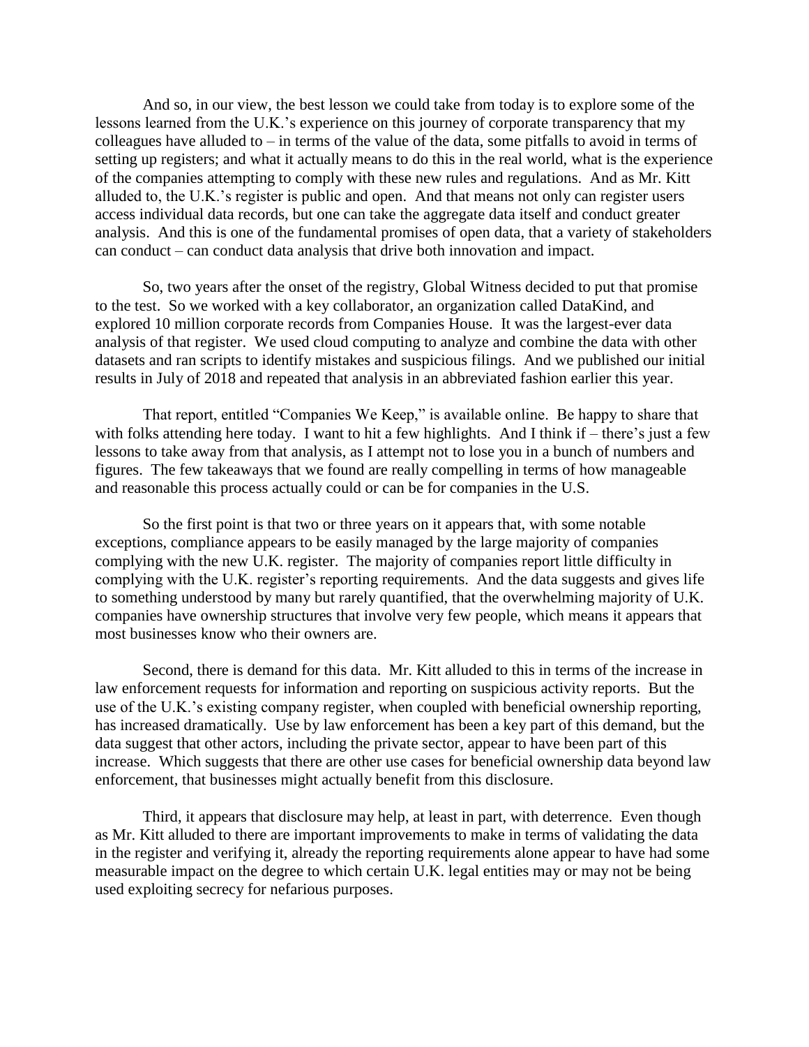And so, in our view, the best lesson we could take from today is to explore some of the lessons learned from the U.K.'s experience on this journey of corporate transparency that my colleagues have alluded to – in terms of the value of the data, some pitfalls to avoid in terms of setting up registers; and what it actually means to do this in the real world, what is the experience of the companies attempting to comply with these new rules and regulations. And as Mr. Kitt alluded to, the U.K.'s register is public and open. And that means not only can register users access individual data records, but one can take the aggregate data itself and conduct greater analysis. And this is one of the fundamental promises of open data, that a variety of stakeholders can conduct – can conduct data analysis that drive both innovation and impact.

So, two years after the onset of the registry, Global Witness decided to put that promise to the test. So we worked with a key collaborator, an organization called DataKind, and explored 10 million corporate records from Companies House. It was the largest-ever data analysis of that register. We used cloud computing to analyze and combine the data with other datasets and ran scripts to identify mistakes and suspicious filings. And we published our initial results in July of 2018 and repeated that analysis in an abbreviated fashion earlier this year.

That report, entitled "Companies We Keep," is available online. Be happy to share that with folks attending here today. I want to hit a few highlights. And I think if – there's just a few lessons to take away from that analysis, as I attempt not to lose you in a bunch of numbers and figures. The few takeaways that we found are really compelling in terms of how manageable and reasonable this process actually could or can be for companies in the U.S.

So the first point is that two or three years on it appears that, with some notable exceptions, compliance appears to be easily managed by the large majority of companies complying with the new U.K. register. The majority of companies report little difficulty in complying with the U.K. register's reporting requirements. And the data suggests and gives life to something understood by many but rarely quantified, that the overwhelming majority of U.K. companies have ownership structures that involve very few people, which means it appears that most businesses know who their owners are.

Second, there is demand for this data. Mr. Kitt alluded to this in terms of the increase in law enforcement requests for information and reporting on suspicious activity reports. But the use of the U.K.'s existing company register, when coupled with beneficial ownership reporting, has increased dramatically. Use by law enforcement has been a key part of this demand, but the data suggest that other actors, including the private sector, appear to have been part of this increase. Which suggests that there are other use cases for beneficial ownership data beyond law enforcement, that businesses might actually benefit from this disclosure.

Third, it appears that disclosure may help, at least in part, with deterrence. Even though as Mr. Kitt alluded to there are important improvements to make in terms of validating the data in the register and verifying it, already the reporting requirements alone appear to have had some measurable impact on the degree to which certain U.K. legal entities may or may not be being used exploiting secrecy for nefarious purposes.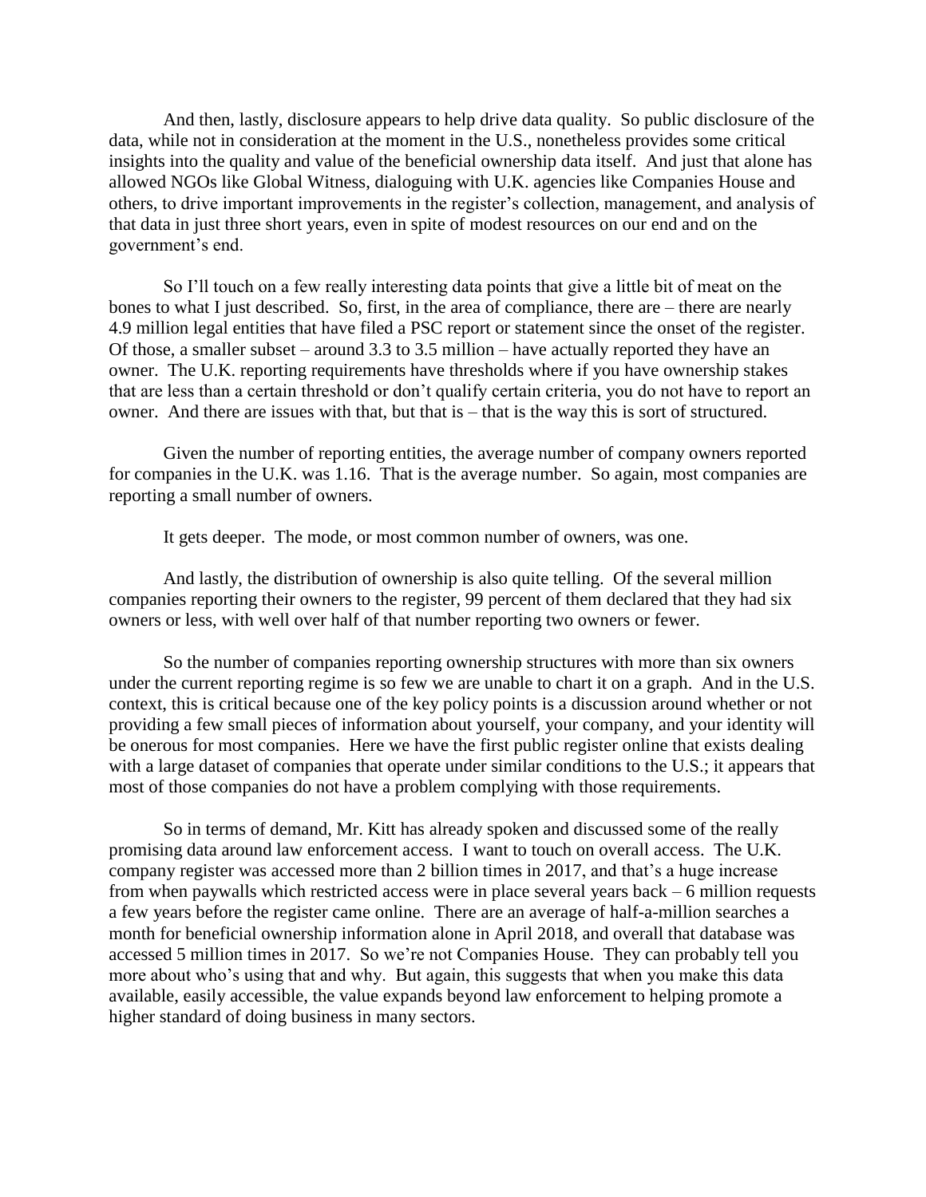And then, lastly, disclosure appears to help drive data quality. So public disclosure of the data, while not in consideration at the moment in the U.S., nonetheless provides some critical insights into the quality and value of the beneficial ownership data itself. And just that alone has allowed NGOs like Global Witness, dialoguing with U.K. agencies like Companies House and others, to drive important improvements in the register's collection, management, and analysis of that data in just three short years, even in spite of modest resources on our end and on the government's end.

So I'll touch on a few really interesting data points that give a little bit of meat on the bones to what I just described. So, first, in the area of compliance, there are – there are nearly 4.9 million legal entities that have filed a PSC report or statement since the onset of the register. Of those, a smaller subset – around 3.3 to 3.5 million – have actually reported they have an owner. The U.K. reporting requirements have thresholds where if you have ownership stakes that are less than a certain threshold or don't qualify certain criteria, you do not have to report an owner. And there are issues with that, but that is – that is the way this is sort of structured.

Given the number of reporting entities, the average number of company owners reported for companies in the U.K. was 1.16. That is the average number. So again, most companies are reporting a small number of owners.

It gets deeper. The mode, or most common number of owners, was one.

And lastly, the distribution of ownership is also quite telling. Of the several million companies reporting their owners to the register, 99 percent of them declared that they had six owners or less, with well over half of that number reporting two owners or fewer.

So the number of companies reporting ownership structures with more than six owners under the current reporting regime is so few we are unable to chart it on a graph. And in the U.S. context, this is critical because one of the key policy points is a discussion around whether or not providing a few small pieces of information about yourself, your company, and your identity will be onerous for most companies. Here we have the first public register online that exists dealing with a large dataset of companies that operate under similar conditions to the U.S.; it appears that most of those companies do not have a problem complying with those requirements.

So in terms of demand, Mr. Kitt has already spoken and discussed some of the really promising data around law enforcement access. I want to touch on overall access. The U.K. company register was accessed more than 2 billion times in 2017, and that's a huge increase from when paywalls which restricted access were in place several years back – 6 million requests a few years before the register came online. There are an average of half-a-million searches a month for beneficial ownership information alone in April 2018, and overall that database was accessed 5 million times in 2017. So we're not Companies House. They can probably tell you more about who's using that and why. But again, this suggests that when you make this data available, easily accessible, the value expands beyond law enforcement to helping promote a higher standard of doing business in many sectors.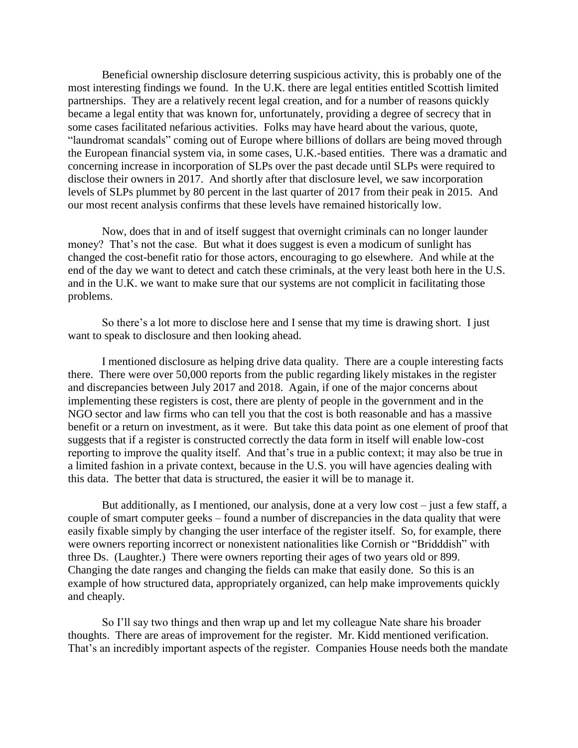Beneficial ownership disclosure deterring suspicious activity, this is probably one of the most interesting findings we found. In the U.K. there are legal entities entitled Scottish limited partnerships. They are a relatively recent legal creation, and for a number of reasons quickly became a legal entity that was known for, unfortunately, providing a degree of secrecy that in some cases facilitated nefarious activities. Folks may have heard about the various, quote, "laundromat scandals" coming out of Europe where billions of dollars are being moved through the European financial system via, in some cases, U.K.-based entities. There was a dramatic and concerning increase in incorporation of SLPs over the past decade until SLPs were required to disclose their owners in 2017. And shortly after that disclosure level, we saw incorporation levels of SLPs plummet by 80 percent in the last quarter of 2017 from their peak in 2015. And our most recent analysis confirms that these levels have remained historically low.

Now, does that in and of itself suggest that overnight criminals can no longer launder money? That's not the case. But what it does suggest is even a modicum of sunlight has changed the cost-benefit ratio for those actors, encouraging to go elsewhere. And while at the end of the day we want to detect and catch these criminals, at the very least both here in the U.S. and in the U.K. we want to make sure that our systems are not complicit in facilitating those problems.

So there's a lot more to disclose here and I sense that my time is drawing short. I just want to speak to disclosure and then looking ahead.

I mentioned disclosure as helping drive data quality. There are a couple interesting facts there. There were over 50,000 reports from the public regarding likely mistakes in the register and discrepancies between July 2017 and 2018. Again, if one of the major concerns about implementing these registers is cost, there are plenty of people in the government and in the NGO sector and law firms who can tell you that the cost is both reasonable and has a massive benefit or a return on investment, as it were. But take this data point as one element of proof that suggests that if a register is constructed correctly the data form in itself will enable low-cost reporting to improve the quality itself. And that's true in a public context; it may also be true in a limited fashion in a private context, because in the U.S. you will have agencies dealing with this data. The better that data is structured, the easier it will be to manage it.

But additionally, as I mentioned, our analysis, done at a very low cost – just a few staff, a couple of smart computer geeks – found a number of discrepancies in the data quality that were easily fixable simply by changing the user interface of the register itself. So, for example, there were owners reporting incorrect or nonexistent nationalities like Cornish or "Bridddish" with three Ds. (Laughter.) There were owners reporting their ages of two years old or 899. Changing the date ranges and changing the fields can make that easily done. So this is an example of how structured data, appropriately organized, can help make improvements quickly and cheaply.

So I'll say two things and then wrap up and let my colleague Nate share his broader thoughts. There are areas of improvement for the register. Mr. Kidd mentioned verification. That's an incredibly important aspects of the register. Companies House needs both the mandate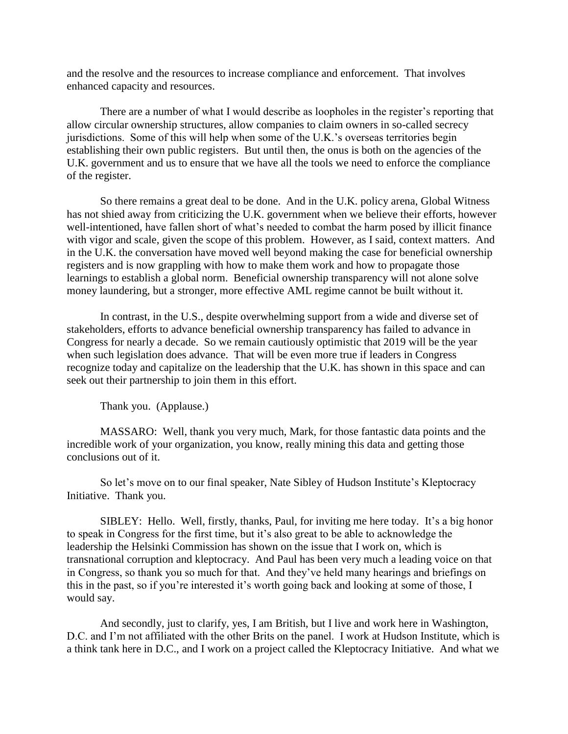and the resolve and the resources to increase compliance and enforcement. That involves enhanced capacity and resources.

There are a number of what I would describe as loopholes in the register's reporting that allow circular ownership structures, allow companies to claim owners in so-called secrecy jurisdictions. Some of this will help when some of the U.K.'s overseas territories begin establishing their own public registers. But until then, the onus is both on the agencies of the U.K. government and us to ensure that we have all the tools we need to enforce the compliance of the register.

So there remains a great deal to be done. And in the U.K. policy arena, Global Witness has not shied away from criticizing the U.K. government when we believe their efforts, however well-intentioned, have fallen short of what's needed to combat the harm posed by illicit finance with vigor and scale, given the scope of this problem. However, as I said, context matters. And in the U.K. the conversation have moved well beyond making the case for beneficial ownership registers and is now grappling with how to make them work and how to propagate those learnings to establish a global norm. Beneficial ownership transparency will not alone solve money laundering, but a stronger, more effective AML regime cannot be built without it.

In contrast, in the U.S., despite overwhelming support from a wide and diverse set of stakeholders, efforts to advance beneficial ownership transparency has failed to advance in Congress for nearly a decade. So we remain cautiously optimistic that 2019 will be the year when such legislation does advance. That will be even more true if leaders in Congress recognize today and capitalize on the leadership that the U.K. has shown in this space and can seek out their partnership to join them in this effort.

Thank you. (Applause.)

MASSARO: Well, thank you very much, Mark, for those fantastic data points and the incredible work of your organization, you know, really mining this data and getting those conclusions out of it.

So let's move on to our final speaker, Nate Sibley of Hudson Institute's Kleptocracy Initiative. Thank you.

SIBLEY: Hello. Well, firstly, thanks, Paul, for inviting me here today. It's a big honor to speak in Congress for the first time, but it's also great to be able to acknowledge the leadership the Helsinki Commission has shown on the issue that I work on, which is transnational corruption and kleptocracy. And Paul has been very much a leading voice on that in Congress, so thank you so much for that. And they've held many hearings and briefings on this in the past, so if you're interested it's worth going back and looking at some of those, I would say.

And secondly, just to clarify, yes, I am British, but I live and work here in Washington, D.C. and I'm not affiliated with the other Brits on the panel. I work at Hudson Institute, which is a think tank here in D.C., and I work on a project called the Kleptocracy Initiative. And what we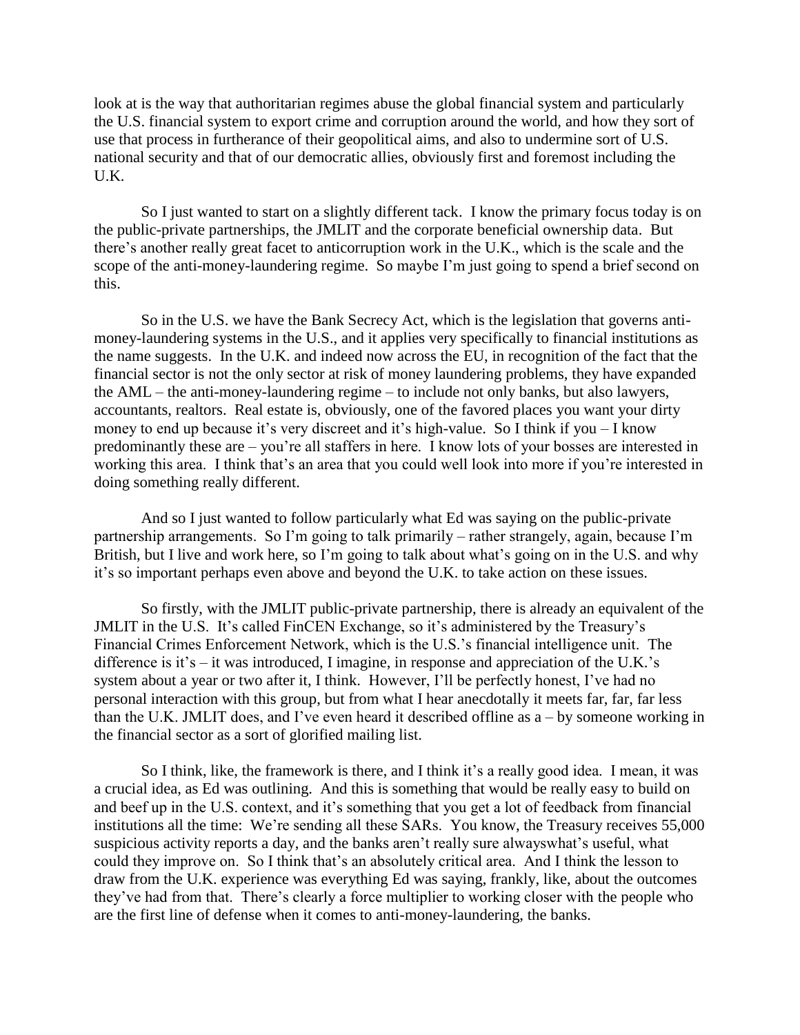look at is the way that authoritarian regimes abuse the global financial system and particularly the U.S. financial system to export crime and corruption around the world, and how they sort of use that process in furtherance of their geopolitical aims, and also to undermine sort of U.S. national security and that of our democratic allies, obviously first and foremost including the U.K.

So I just wanted to start on a slightly different tack. I know the primary focus today is on the public-private partnerships, the JMLIT and the corporate beneficial ownership data. But there's another really great facet to anticorruption work in the U.K., which is the scale and the scope of the anti-money-laundering regime. So maybe I'm just going to spend a brief second on this.

So in the U.S. we have the Bank Secrecy Act, which is the legislation that governs anti-money-laundering systems in the U.S., and it applies very specifically to financial institutions as the name suggests. In the U.K. and indeed now across the EU, in recognition of the fact that the financial sector is not the only sector at risk of money laundering problems, they have expanded the AML – the anti-money-laundering regime – to include not only banks, but also lawyers, accountants, realtors. Real estate is, obviously, one of the favored places you want your dirty money to end up because it's very discreet and it's high-value. So I think if you – I know predominantly these are – you're all staffers in here. I know lots of your bosses are interested in working this area. I think that's an area that you could well look into more if you're interested in doing something really different.

And so I just wanted to follow particularly what Ed was saying on the public-private partnership arrangements. So I'm going to talk primarily – rather strangely, again, because I'm British, but I live and work here, so I'm going to talk about what's going on in the U.S. and why it's so important perhaps even above and beyond the U.K. to take action on these issues.

So firstly, with the JMLIT public-private partnership, there is already an equivalent of the JMLIT in the U.S. It's called FinCEN Exchange, so it's administered by the Treasury's Financial Crimes Enforcement Network, which is the U.S.'s financial intelligence unit. The difference is it's – it was introduced, I imagine, in response and appreciation of the U.K.'s system about a year or two after it, I think. However, I'll be perfectly honest, I've had no personal interaction with this group, but from what I hear anecdotally it meets far, far, far less than the U.K. JMLIT does, and I've even heard it described offline as a – by someone working in the financial sector as a sort of glorified mailing list.

So I think, like, the framework is there, and I think it's a really good idea. I mean, it was a crucial idea, as Ed was outlining. And this is something that would be really easy to build on and beef up in the U.S. context, and it's something that you get a lot of feedback from financial institutions all the time: We're sending all these SARs. You know, the Treasury receives 55,000 suspicious activity reports a day, and the banks aren't really sure alwayswhat's useful, what could they improve on. So I think that's an absolutely critical area. And I think the lesson to draw from the U.K. experience was everything Ed was saying, frankly, like, about the outcomes they've had from that. There's clearly a force multiplier to working closer with the people who are the first line of defense when it comes to anti-money-laundering, the banks.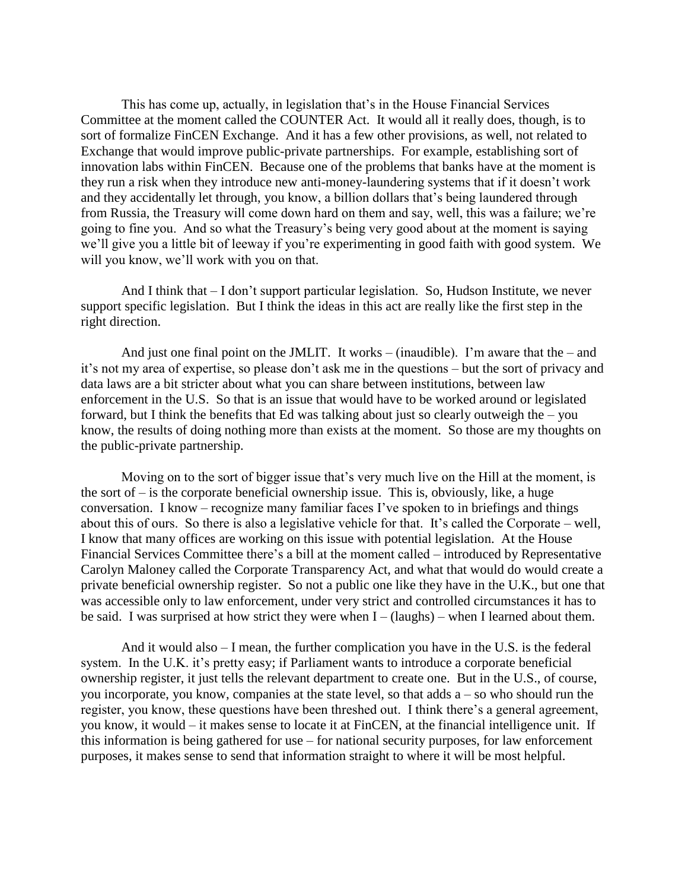This has come up, actually, in legislation that's in the House Financial Services Committee at the moment called the COUNTER Act. It would all it really does, though, is to sort of formalize FinCEN Exchange. And it has a few other provisions, as well, not related to Exchange that would improve public-private partnerships. For example, establishing sort of innovation labs within FinCEN. Because one of the problems that banks have at the moment is they run a risk when they introduce new anti-money-laundering systems that if it doesn't work and they accidentally let through, you know, a billion dollars that's being laundered through from Russia, the Treasury will come down hard on them and say, well, this was a failure; we're going to fine you. And so what the Treasury's being very good about at the moment is saying we'll give you a little bit of leeway if you're experimenting in good faith with good system. We will you know, we'll work with you on that.

And I think that – I don't support particular legislation. So, Hudson Institute, we never support specific legislation. But I think the ideas in this act are really like the first step in the right direction.

And just one final point on the JMLIT. It works – (inaudible). I'm aware that the – and it's not my area of expertise, so please don't ask me in the questions – but the sort of privacy and data laws are a bit stricter about what you can share between institutions, between law enforcement in the U.S. So that is an issue that would have to be worked around or legislated forward, but I think the benefits that Ed was talking about just so clearly outweigh the – you know, the results of doing nothing more than exists at the moment. So those are my thoughts on the public-private partnership.

Moving on to the sort of bigger issue that's very much live on the Hill at the moment, is the sort of – is the corporate beneficial ownership issue. This is, obviously, like, a huge conversation. I know – recognize many familiar faces I've spoken to in briefings and things about this of ours. So there is also a legislative vehicle for that. It's called the Corporate – well, I know that many offices are working on this issue with potential legislation. At the House Financial Services Committee there's a bill at the moment called – introduced by Representative Carolyn Maloney called the Corporate Transparency Act, and what that would do would create a private beneficial ownership register. So not a public one like they have in the U.K., but one that was accessible only to law enforcement, under very strict and controlled circumstances it has to be said. I was surprised at how strict they were when I – (laughs) – when I learned about them.

And it would also – I mean, the further complication you have in the U.S. is the federal system. In the U.K. it's pretty easy; if Parliament wants to introduce a corporate beneficial ownership register, it just tells the relevant department to create one. But in the U.S., of course, you incorporate, you know, companies at the state level, so that adds a – so who should run the register, you know, these questions have been threshed out. I think there's a general agreement, you know, it would – it makes sense to locate it at FinCEN, at the financial intelligence unit. If this information is being gathered for use – for national security purposes, for law enforcement purposes, it makes sense to send that information straight to where it will be most helpful.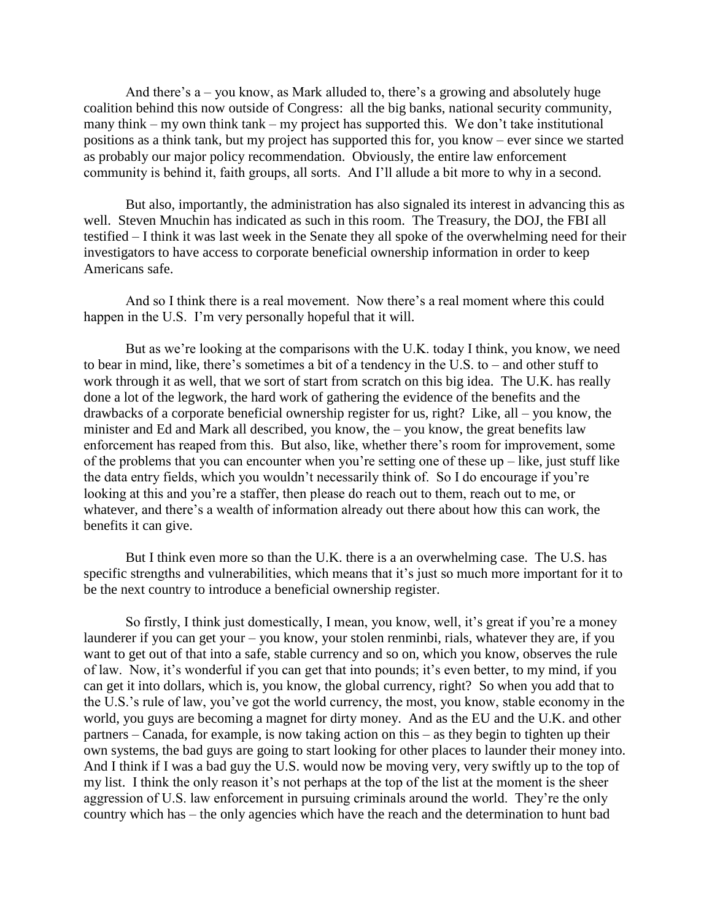And there's a – you know, as Mark alluded to, there's a growing and absolutely huge coalition behind this now outside of Congress: all the big banks, national security community, many think – my own think tank – my project has supported this. We don't take institutional positions as a think tank, but my project has supported this for, you know – ever since we started as probably our major policy recommendation. Obviously, the entire law enforcement community is behind it, faith groups, all sorts. And I'll allude a bit more to why in a second.

But also, importantly, the administration has also signaled its interest in advancing this as well. Steven Mnuchin has indicated as such in this room. The Treasury, the DOJ, the FBI all testified – I think it was last week in the Senate they all spoke of the overwhelming need for their investigators to have access to corporate beneficial ownership information in order to keep Americans safe.

And so I think there is a real movement. Now there's a real moment where this could happen in the U.S. I'm very personally hopeful that it will.

But as we're looking at the comparisons with the U.K. today I think, you know, we need to bear in mind, like, there's sometimes a bit of a tendency in the U.S. to – and other stuff to work through it as well, that we sort of start from scratch on this big idea. The U.K. has really done a lot of the legwork, the hard work of gathering the evidence of the benefits and the drawbacks of a corporate beneficial ownership register for us, right? Like, all – you know, the minister and Ed and Mark all described, you know, the – you know, the great benefits law enforcement has reaped from this. But also, like, whether there's room for improvement, some of the problems that you can encounter when you're setting one of these up – like, just stuff like the data entry fields, which you wouldn't necessarily think of. So I do encourage if you're looking at this and you're a staffer, then please do reach out to them, reach out to me, or whatever, and there's a wealth of information already out there about how this can work, the benefits it can give.

But I think even more so than the U.K. there is a an overwhelming case. The U.S. has specific strengths and vulnerabilities, which means that it's just so much more important for it to be the next country to introduce a beneficial ownership register.

So firstly, I think just domestically, I mean, you know, well, it's great if you're a money launderer if you can get your – you know, your stolen renminbi, rials, whatever they are, if you want to get out of that into a safe, stable currency and so on, which you know, observes the rule of law. Now, it's wonderful if you can get that into pounds; it's even better, to my mind, if you can get it into dollars, which is, you know, the global currency, right? So when you add that to the U.S.'s rule of law, you've got the world currency, the most, you know, stable economy in the world, you guys are becoming a magnet for dirty money. And as the EU and the U.K. and other partners – Canada, for example, is now taking action on this – as they begin to tighten up their own systems, the bad guys are going to start looking for other places to launder their money into. And I think if I was a bad guy the U.S. would now be moving very, very swiftly up to the top of my list. I think the only reason it's not perhaps at the top of the list at the moment is the sheer aggression of U.S. law enforcement in pursuing criminals around the world. They're the only country which has – the only agencies which have the reach and the determination to hunt bad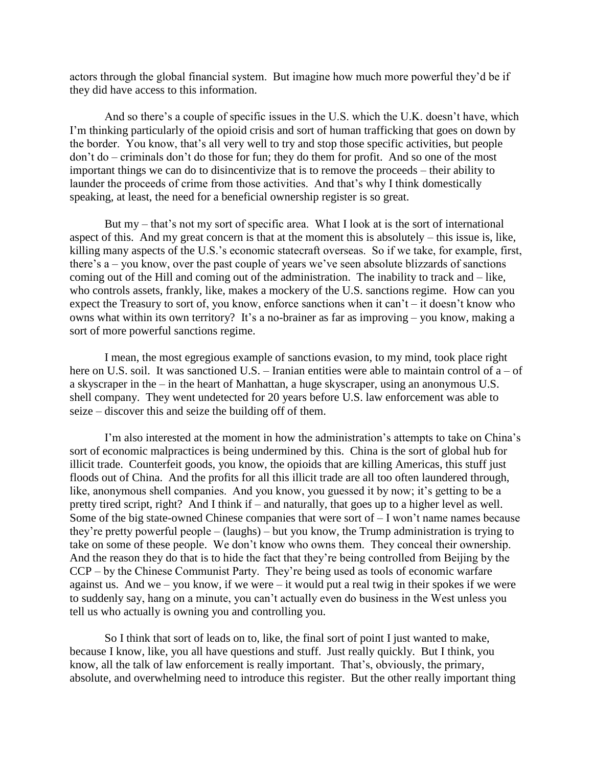actors through the global financial system. But imagine how much more powerful they'd be if they did have access to this information.

And so there's a couple of specific issues in the U.S. which the U.K. doesn't have, which I'm thinking particularly of the opioid crisis and sort of human trafficking that goes on down by the border. You know, that's all very well to try and stop those specific activities, but people don't do – criminals don't do those for fun; they do them for profit. And so one of the most important things we can do to disincentivize that is to remove the proceeds – their ability to launder the proceeds of crime from those activities. And that's why I think domestically speaking, at least, the need for a beneficial ownership register is so great.

But my – that's not my sort of specific area. What I look at is the sort of international aspect of this. And my great concern is that at the moment this is absolutely – this issue is, like, killing many aspects of the U.S.'s economic statecraft overseas. So if we take, for example, first, there's a – you know, over the past couple of years we've seen absolute blizzards of sanctions coming out of the Hill and coming out of the administration. The inability to track and – like, who controls assets, frankly, like, makes a mockery of the U.S. sanctions regime. How can you expect the Treasury to sort of, you know, enforce sanctions when it can't – it doesn't know who owns what within its own territory? It's a no-brainer as far as improving – you know, making a sort of more powerful sanctions regime.

I mean, the most egregious example of sanctions evasion, to my mind, took place right here on U.S. soil. It was sanctioned U.S. – Iranian entities were able to maintain control of a – of a skyscraper in the – in the heart of Manhattan, a huge skyscraper, using an anonymous U.S. shell company. They went undetected for 20 years before U.S. law enforcement was able to seize – discover this and seize the building off of them.

I'm also interested at the moment in how the administration's attempts to take on China's sort of economic malpractices is being undermined by this. China is the sort of global hub for illicit trade. Counterfeit goods, you know, the opioids that are killing Americas, this stuff just floods out of China. And the profits for all this illicit trade are all too often laundered through, like, anonymous shell companies. And you know, you guessed it by now; it's getting to be a pretty tired script, right? And I think if – and naturally, that goes up to a higher level as well. Some of the big state-owned Chinese companies that were sort of – I won't name names because they're pretty powerful people – (laughs) – but you know, the Trump administration is trying to take on some of these people. We don't know who owns them. They conceal their ownership. And the reason they do that is to hide the fact that they're being controlled from Beijing by the CCP – by the Chinese Communist Party. They're being used as tools of economic warfare against us. And we – you know, if we were – it would put a real twig in their spokes if we were to suddenly say, hang on a minute, you can't actually even do business in the West unless you tell us who actually is owning you and controlling you.

So I think that sort of leads on to, like, the final sort of point I just wanted to make, because I know, like, you all have questions and stuff. Just really quickly. But I think, you know, all the talk of law enforcement is really important. That's, obviously, the primary, absolute, and overwhelming need to introduce this register. But the other really important thing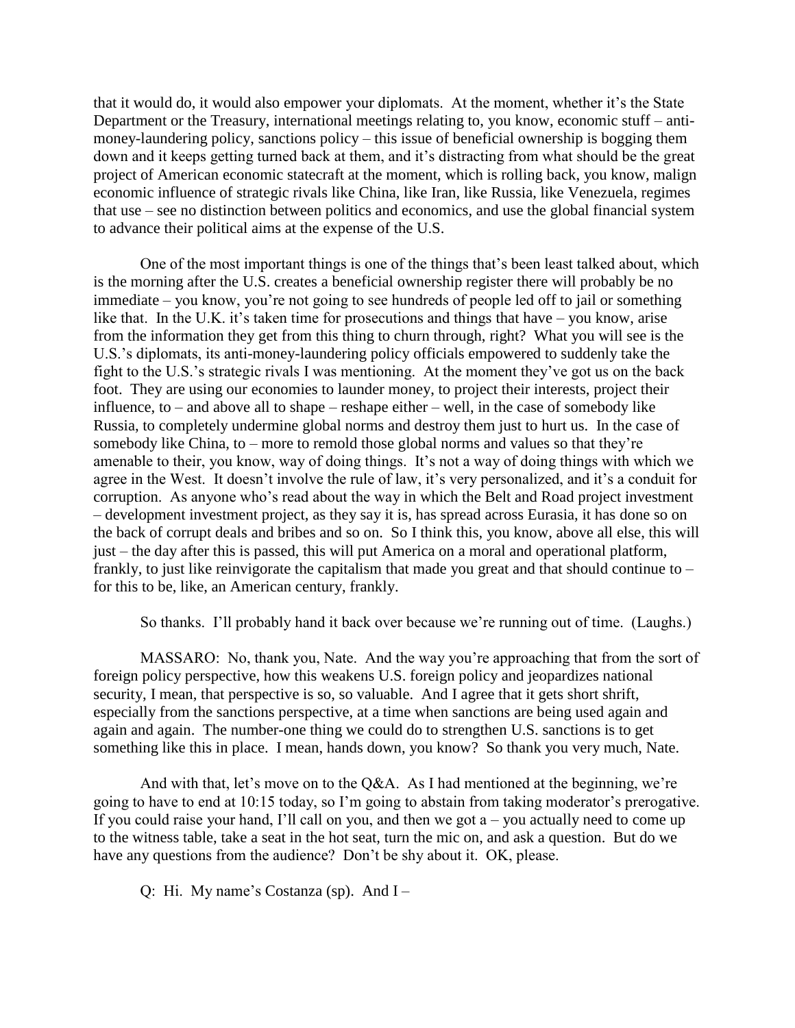that it would do, it would also empower your diplomats. At the moment, whether it's the State Department or the Treasury, international meetings relating to, you know, economic stuff – anti-money-laundering policy, sanctions policy – this issue of beneficial ownership is bogging them down and it keeps getting turned back at them, and it's distracting from what should be the great project of American economic statecraft at the moment, which is rolling back, you know, malign economic influence of strategic rivals like China, like Iran, like Russia, like Venezuela, regimes that use – see no distinction between politics and economics, and use the global financial system to advance their political aims at the expense of the U.S.

One of the most important things is one of the things that's been least talked about, which is the morning after the U.S. creates a beneficial ownership register there will probably be no immediate – you know, you're not going to see hundreds of people led off to jail or something like that. In the U.K. it's taken time for prosecutions and things that have – you know, arise from the information they get from this thing to churn through, right? What you will see is the U.S.'s diplomats, its anti-money-laundering policy officials empowered to suddenly take the fight to the U.S.'s strategic rivals I was mentioning. At the moment they've got us on the back foot. They are using our economies to launder money, to protect their interests, project their influence, to – and above all to shape – reshape either – well, in the case of somebody like Russia, to completely undermine global norms and destroy them just to hurt us. In the case of somebody like China, to – more to remold those global norms and values so that they're amenable to their, you know, way of doing things. It's not a way of doing things with which we agree in the West. It doesn't involve the rule of law, it's very personalized, and it's a conduit for corruption. As anyone who's read about the way in which the Belt and Road project investment – development investment project, as they say it is, has spread across Eurasia, it has done so on the back of corrupt deals and bribes and so on. So I think this, you know, above all else, this will just – the day after this is passed, this will put America on a moral and operational platform, frankly, to just like reinvigorate the capitalism that made you great and that should continue to – for this to be, like, an American century, frankly.

So thanks. I'll probably hand it back over because we're running out of time. (Laughs.)

MASSARO: No, thank you, Nate. And the way you're approaching that from the sort of foreign policy perspective, how this weakens U.S. foreign policy and jeopardizes national security, I mean, that perspective is so, so valuable. And I agree that it gets short shrift, especially from the sanctions perspective, at a time when sanctions are being used again and again and again. The number-one thing we could do to strengthen U.S. sanctions is to get something like this in place. I mean, hands down, you know? So thank you very much, Nate.

And with that, let's move on to the Q&A. As I had mentioned at the beginning, we're going to have to end at 10:15 today, so I'm going to abstain from taking moderator's prerogative. If you could raise your hand, I'll call on you, and then we got a – you actually need to come up to the witness table, take a seat in the hot seat, turn the mic on, and ask a question. But do we have any questions from the audience? Don't be shy about it. OK, please.

Q: Hi. My name's Costanza (sp). And I –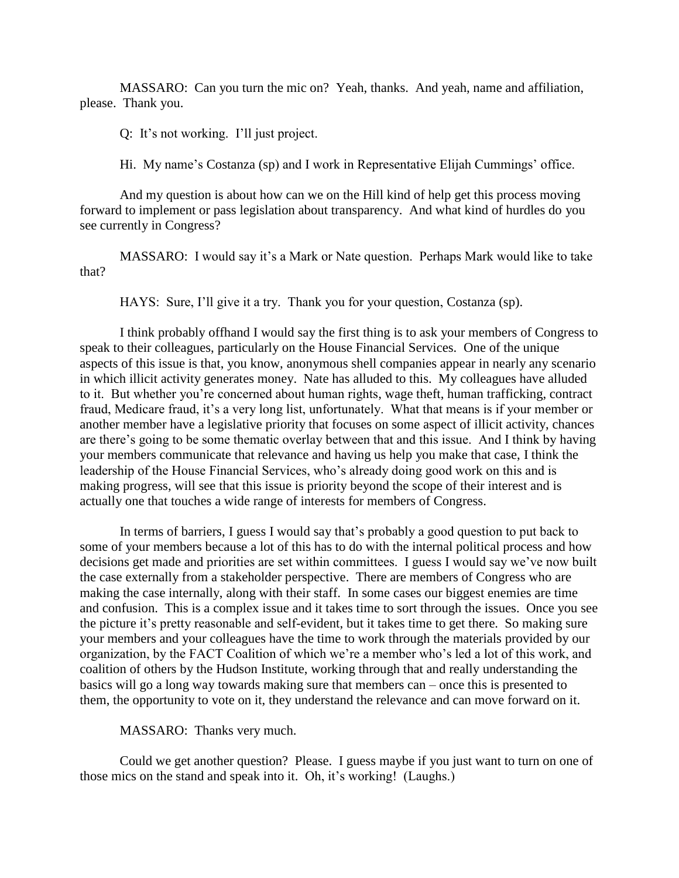MASSARO: Can you turn the mic on? Yeah, thanks. And yeah, name and affiliation, please. Thank you.

Q: It's not working. I'll just project.

Hi. My name's Costanza (sp) and I work in Representative Elijah Cummings' office.

And my question is about how can we on the Hill kind of help get this process moving forward to implement or pass legislation about transparency. And what kind of hurdles do you see currently in Congress?

MASSARO: I would say it's a Mark or Nate question. Perhaps Mark would like to take that?

HAYS: Sure, I'll give it a try. Thank you for your question, Costanza (sp).

I think probably offhand I would say the first thing is to ask your members of Congress to speak to their colleagues, particularly on the House Financial Services. One of the unique aspects of this issue is that, you know, anonymous shell companies appear in nearly any scenario in which illicit activity generates money. Nate has alluded to this. My colleagues have alluded to it. But whether you're concerned about human rights, wage theft, human trafficking, contract fraud, Medicare fraud, it's a very long list, unfortunately. What that means is if your member or another member have a legislative priority that focuses on some aspect of illicit activity, chances are there's going to be some thematic overlay between that and this issue. And I think by having your members communicate that relevance and having us help you make that case, I think the leadership of the House Financial Services, who's already doing good work on this and is making progress, will see that this issue is priority beyond the scope of their interest and is actually one that touches a wide range of interests for members of Congress.

In terms of barriers, I guess I would say that's probably a good question to put back to some of your members because a lot of this has to do with the internal political process and how decisions get made and priorities are set within committees. I guess I would say we've now built the case externally from a stakeholder perspective. There are members of Congress who are making the case internally, along with their staff. In some cases our biggest enemies are time and confusion. This is a complex issue and it takes time to sort through the issues. Once you see the picture it's pretty reasonable and self-evident, but it takes time to get there. So making sure your members and your colleagues have the time to work through the materials provided by our organization, by the FACT Coalition of which we're a member who's led a lot of this work, and coalition of others by the Hudson Institute, working through that and really understanding the basics will go a long way towards making sure that members can – once this is presented to them, the opportunity to vote on it, they understand the relevance and can move forward on it.

MASSARO: Thanks very much.

Could we get another question? Please. I guess maybe if you just want to turn on one of those mics on the stand and speak into it. Oh, it's working! (Laughs.)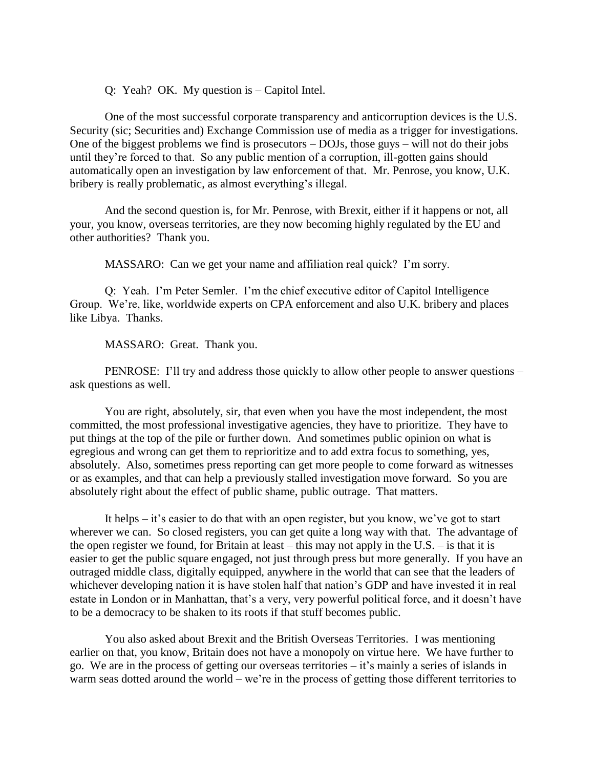Q: Yeah? OK. My question is – Capitol Intel.

One of the most successful corporate transparency and anticorruption devices is the U.S. Security (sic; Securities and) Exchange Commission use of media as a trigger for investigations. One of the biggest problems we find is prosecutors – DOJs, those guys – will not do their jobs until they're forced to that. So any public mention of a corruption, ill-gotten gains should automatically open an investigation by law enforcement of that. Mr. Penrose, you know, U.K. bribery is really problematic, as almost everything's illegal.

And the second question is, for Mr. Penrose, with Brexit, either if it happens or not, all your, you know, overseas territories, are they now becoming highly regulated by the EU and other authorities? Thank you.

MASSARO: Can we get your name and affiliation real quick? I'm sorry.

Q: Yeah. I'm Peter Semler. I'm the chief executive editor of Capitol Intelligence Group. We're, like, worldwide experts on CPA enforcement and also U.K. bribery and places like Libya. Thanks.

MASSARO: Great. Thank you.

PENROSE: I'll try and address those quickly to allow other people to answer questions – ask questions as well.

You are right, absolutely, sir, that even when you have the most independent, the most committed, the most professional investigative agencies, they have to prioritize. They have to put things at the top of the pile or further down. And sometimes public opinion on what is egregious and wrong can get them to reprioritize and to add extra focus to something, yes, absolutely. Also, sometimes press reporting can get more people to come forward as witnesses or as examples, and that can help a previously stalled investigation move forward. So you are absolutely right about the effect of public shame, public outrage. That matters.

It helps – it's easier to do that with an open register, but you know, we've got to start wherever we can. So closed registers, you can get quite a long way with that. The advantage of the open register we found, for Britain at least – this may not apply in the U.S. – is that it is easier to get the public square engaged, not just through press but more generally. If you have an outraged middle class, digitally equipped, anywhere in the world that can see that the leaders of whichever developing nation it is have stolen half that nation's GDP and have invested it in real estate in London or in Manhattan, that's a very, very powerful political force, and it doesn't have to be a democracy to be shaken to its roots if that stuff becomes public.

You also asked about Brexit and the British Overseas Territories. I was mentioning earlier on that, you know, Britain does not have a monopoly on virtue here. We have further to go. We are in the process of getting our overseas territories – it's mainly a series of islands in warm seas dotted around the world – we're in the process of getting those different territories to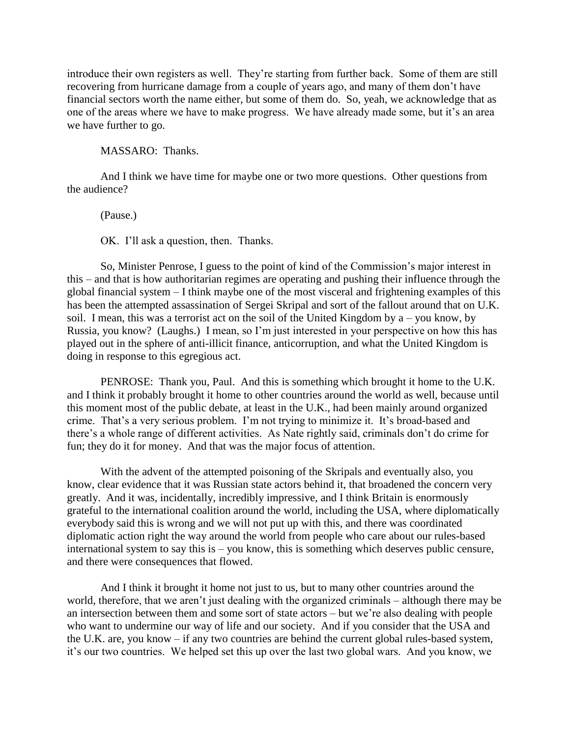introduce their own registers as well. They're starting from further back. Some of them are still recovering from hurricane damage from a couple of years ago, and many of them don't have financial sectors worth the name either, but some of them do. So, yeah, we acknowledge that as one of the areas where we have to make progress. We have already made some, but it's an area we have further to go.

MASSARO: Thanks.

And I think we have time for maybe one or two more questions. Other questions from the audience?

(Pause.)

OK. I'll ask a question, then. Thanks.

So, Minister Penrose, I guess to the point of kind of the Commission's major interest in this – and that is how authoritarian regimes are operating and pushing their influence through the global financial system – I think maybe one of the most visceral and frightening examples of this has been the attempted assassination of Sergei Skripal and sort of the fallout around that on U.K. soil. I mean, this was a terrorist act on the soil of the United Kingdom by a – you know, by Russia, you know? (Laughs.) I mean, so I'm just interested in your perspective on how this has played out in the sphere of anti-illicit finance, anticorruption, and what the United Kingdom is doing in response to this egregious act.

PENROSE: Thank you, Paul. And this is something which brought it home to the U.K. and I think it probably brought it home to other countries around the world as well, because until this moment most of the public debate, at least in the U.K., had been mainly around organized crime. That's a very serious problem. I'm not trying to minimize it. It's broad-based and there's a whole range of different activities. As Nate rightly said, criminals don't do crime for fun; they do it for money. And that was the major focus of attention.

With the advent of the attempted poisoning of the Skripals and eventually also, you know, clear evidence that it was Russian state actors behind it, that broadened the concern very greatly. And it was, incidentally, incredibly impressive, and I think Britain is enormously grateful to the international coalition around the world, including the USA, where diplomatically everybody said this is wrong and we will not put up with this, and there was coordinated diplomatic action right the way around the world from people who care about our rules-based international system to say this is – you know, this is something which deserves public censure, and there were consequences that flowed.

And I think it brought it home not just to us, but to many other countries around the world, therefore, that we aren't just dealing with the organized criminals – although there may be an intersection between them and some sort of state actors – but we're also dealing with people who want to undermine our way of life and our society. And if you consider that the USA and the U.K. are, you know – if any two countries are behind the current global rules-based system, it's our two countries. We helped set this up over the last two global wars. And you know, we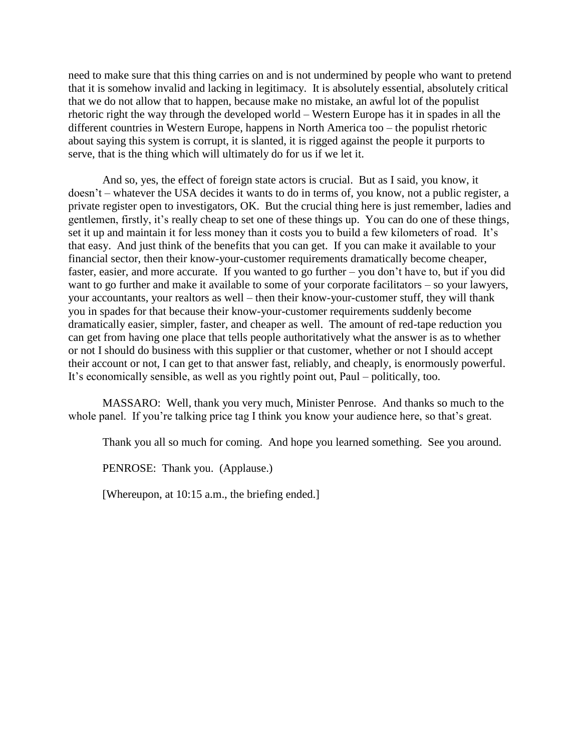need to make sure that this thing carries on and is not undermined by people who want to pretend that it is somehow invalid and lacking in legitimacy. It is absolutely essential, absolutely critical that we do not allow that to happen, because make no mistake, an awful lot of the populist rhetoric right the way through the developed world – Western Europe has it in spades in all the different countries in Western Europe, happens in North America too – the populist rhetoric about saying this system is corrupt, it is slanted, it is rigged against the people it purports to serve, that is the thing which will ultimately do for us if we let it.

And so, yes, the effect of foreign state actors is crucial. But as I said, you know, it doesn't – whatever the USA decides it wants to do in terms of, you know, not a public register, a private register open to investigators, OK. But the crucial thing here is just remember, ladies and gentlemen, firstly, it's really cheap to set one of these things up. You can do one of these things, set it up and maintain it for less money than it costs you to build a few kilometers of road. It's that easy. And just think of the benefits that you can get. If you can make it available to your financial sector, then their know-your-customer requirements dramatically become cheaper, faster, easier, and more accurate. If you wanted to go further – you don't have to, but if you did want to go further and make it available to some of your corporate facilitators – so your lawyers, your accountants, your realtors as well – then their know-your-customer stuff, they will thank you in spades for that because their know-your-customer requirements suddenly become dramatically easier, simpler, faster, and cheaper as well. The amount of red-tape reduction you can get from having one place that tells people authoritatively what the answer is as to whether or not I should do business with this supplier or that customer, whether or not I should accept their account or not, I can get to that answer fast, reliably, and cheaply, is enormously powerful. It's economically sensible, as well as you rightly point out, Paul – politically, too.

MASSARO: Well, thank you very much, Minister Penrose. And thanks so much to the whole panel. If you're talking price tag I think you know your audience here, so that's great.

Thank you all so much for coming. And hope you learned something. See you around.

PENROSE: Thank you. (Applause.)

[Whereupon, at 10:15 a.m., the briefing ended.]